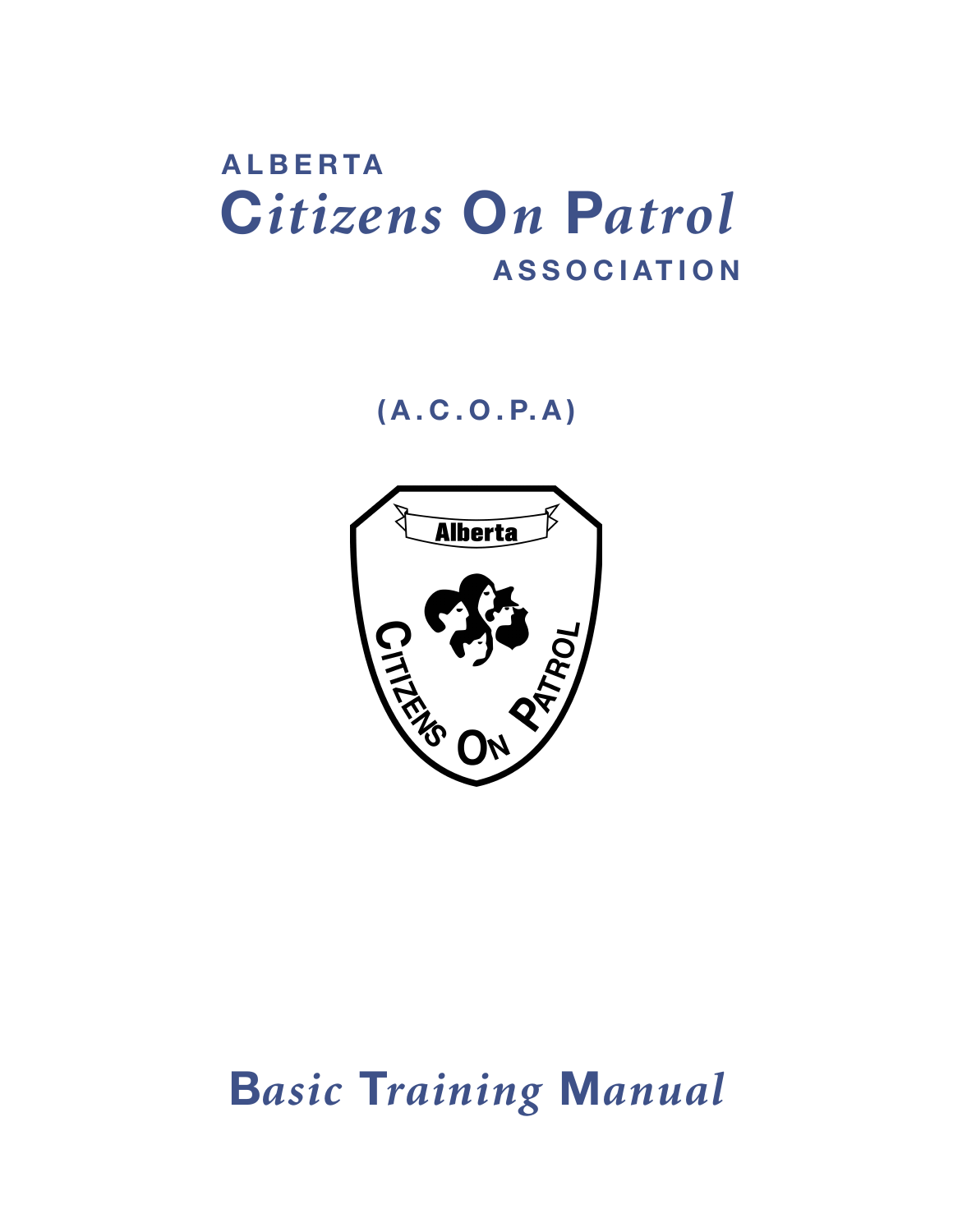# ALBERTA Citizens On Patrol ASSOCIATION

**(A.C.O.P.A)**

# Basic Training Manual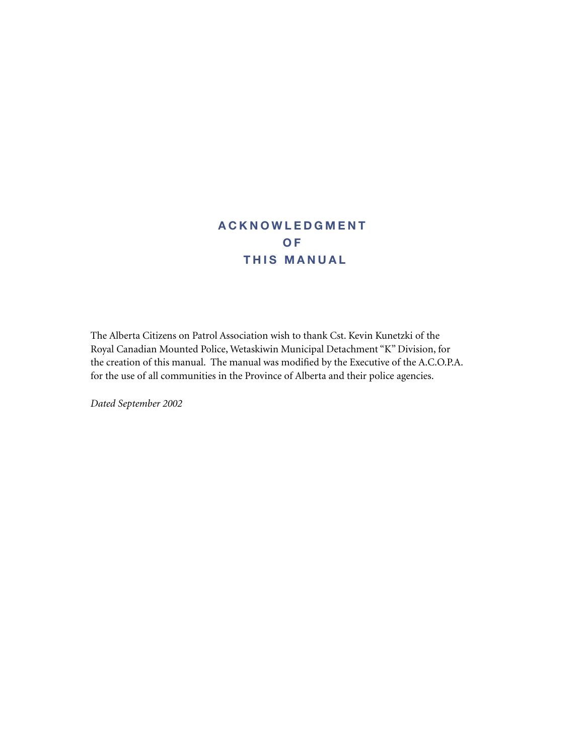# ACKNOWLEDGMENT OF THIS MANUAL

The Alberta Citizens on Patrol Association wish to thank Cst. Kevin Kunetzki of the Royal Canadian Mounted Police, Wetaskiwin Municipal Detachment "K" Division, for the creation of this manual. The manual was modified by the Executive of the A.C.O.P.A. for the use of all communities in the Province of Alberta and their police agencies.

*Dated September 2002*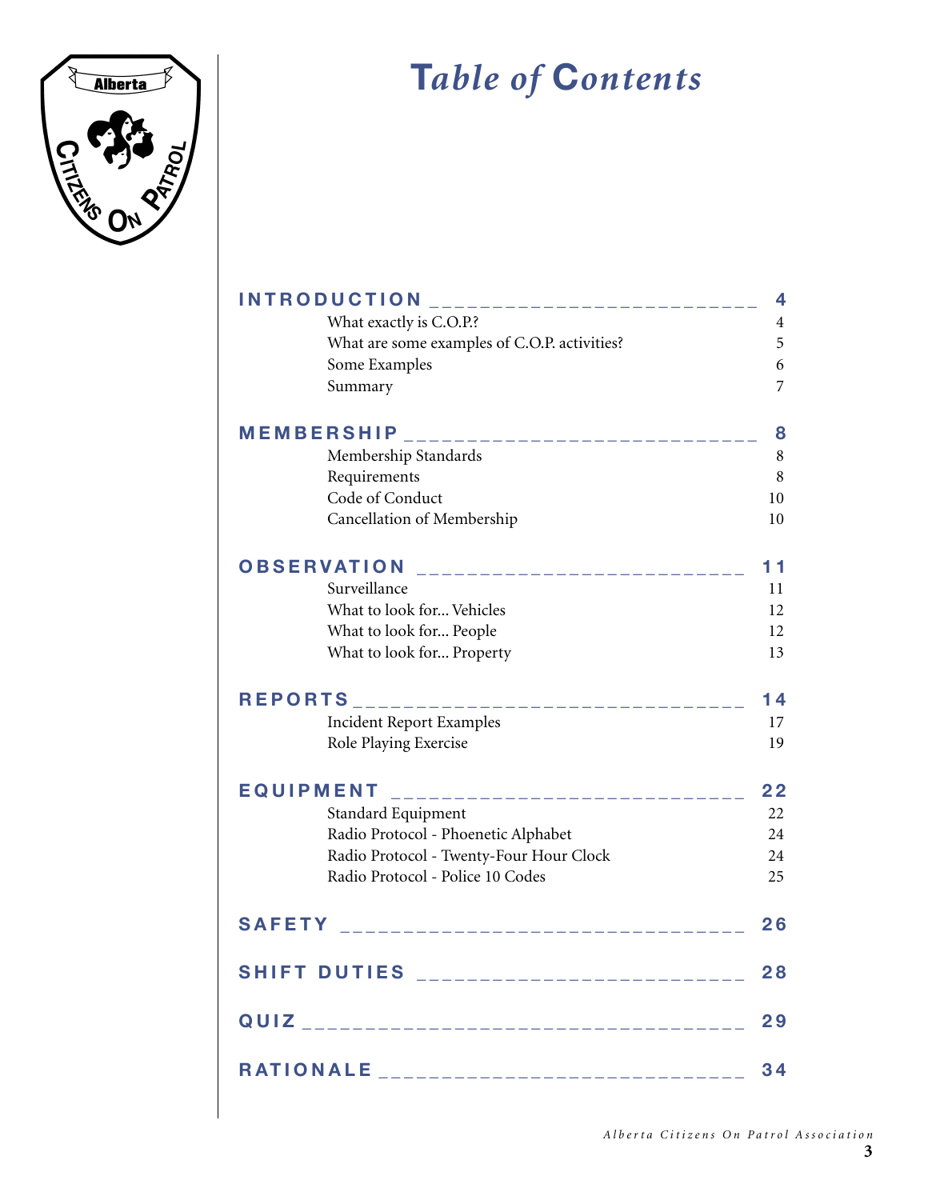# Table of Contents

| Section | Page |
|---|---|
| **INTRODUCTION** | **4** |
| What exactly is C.O.P.? | 4 |
| What are some examples of C.O.P. activities? | 5 |
| Some Examples | 6 |
| Summary | 7 |
| **MEMBERSHIP** | **8** |
| Membership Standards | 8 |
| Requirements | 8 |
| Code of Conduct | 10 |
| Cancellation of Membership | 10 |
| **OBSERVATION** | **11** |
| Surveillance | 11 |
| What to look for... Vehicles | 12 |
| What to look for... People | 12 |
| What to look for... Property | 13 |
| **REPORTS** | **14** |
| Incident Report Examples | 17 |
| Role Playing Exercise | 19 |
| **EQUIPMENT** | **22** |
| Standard Equipment | 22 |
| Radio Protocol - Phoenetic Alphabet | 24 |
| Radio Protocol - Twenty-Four Hour Clock | 24 |
| Radio Protocol - Police 10 Codes | 25 |
| **SAFETY** | **26** |
| **SHIFT DUTIES** | **28** |
| **QUIZ** | **29** |
| **RATIONALE** | **34** |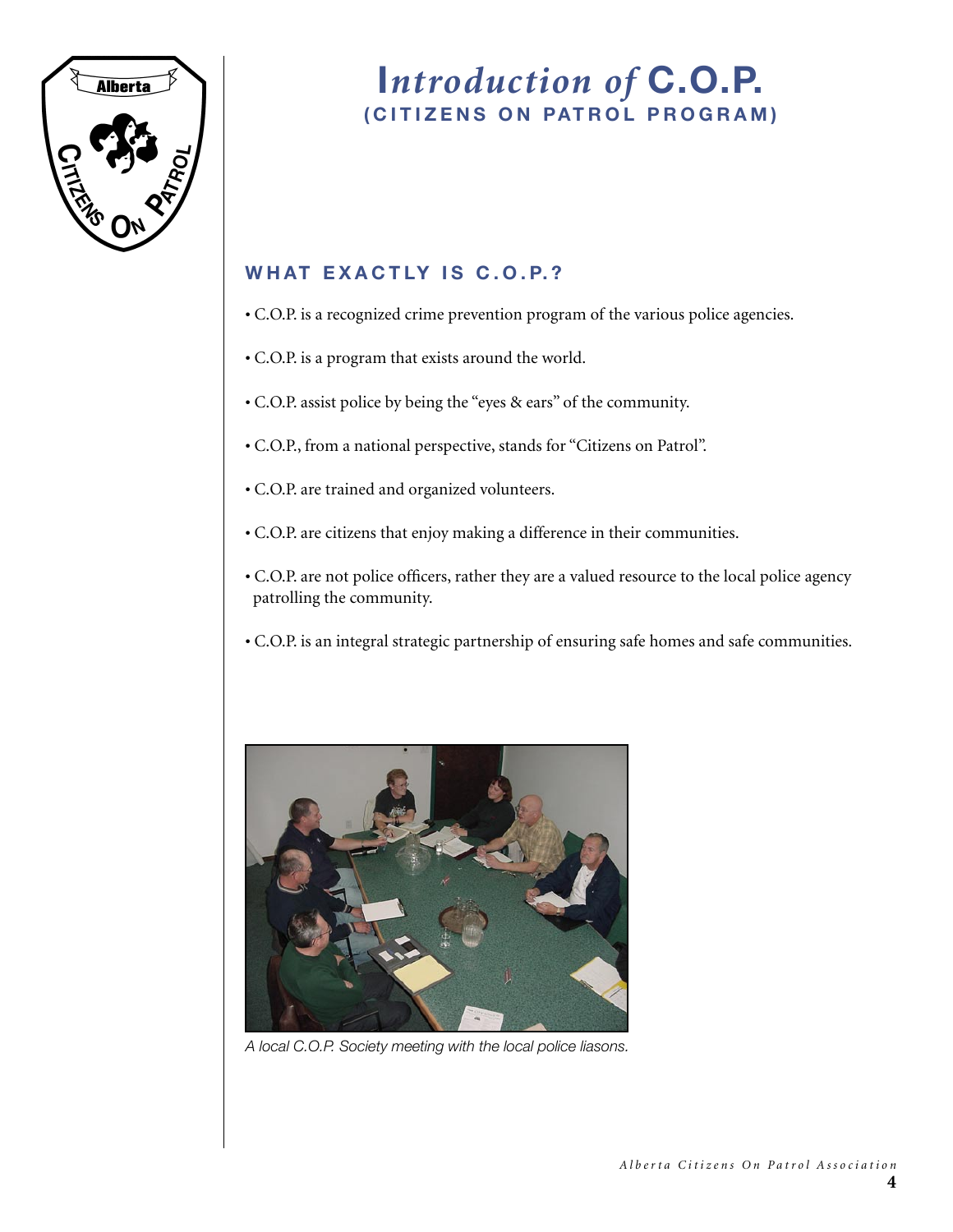# *Introduction of* C.O.P.

## (CITIZENS ON PATROL PROGRAM)

### WHAT EXACTLY IS C.O.P.?

- C.O.P. is a recognized crime prevention program of the various police agencies.
- C.O.P. is a program that exists around the world.
- C.O.P. assist police by being the "eyes & ears" of the community.
- C.O.P., from a national perspective, stands for "Citizens on Patrol".
- C.O.P. are trained and organized volunteers.
- C.O.P. are citizens that enjoy making a difference in their communities.
- C.O.P. are not police officers, rather they are a valued resource to the local police agency patrolling the community.
- C.O.P. is an integral strategic partnership of ensuring safe homes and safe communities.

*A local C.O.P. Society meeting with the local police liasons.*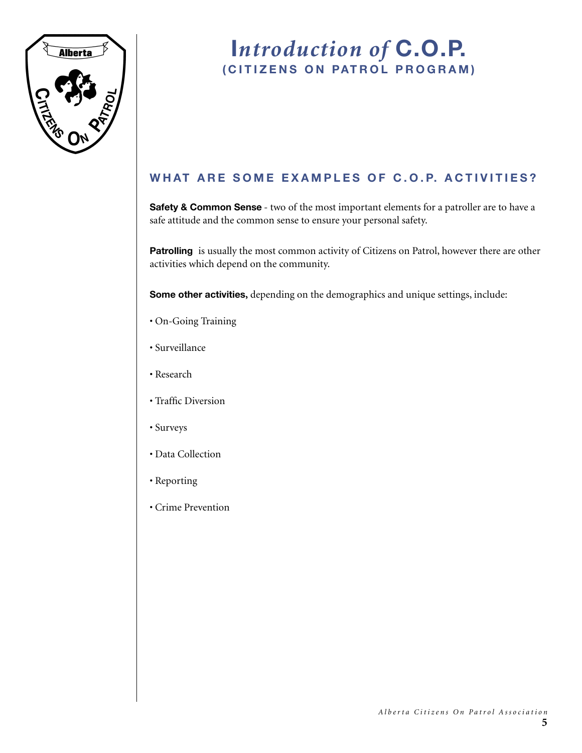# *Introduction of* C.O.P.
## (CITIZENS ON PATROL PROGRAM)

### WHAT ARE SOME EXAMPLES OF C.O.P. ACTIVITIES?

**Safety & Common Sense** - two of the most important elements for a patroller are to have a safe attitude and the common sense to ensure your personal safety.

**Patrolling** is usually the most common activity of Citizens on Patrol, however there are other activities which depend on the community.

**Some other activities,** depending on the demographics and unique settings, include:

- On-Going Training
- Surveillance
- Research
- Traffic Diversion
- Surveys
- Data Collection
- Reporting
- Crime Prevention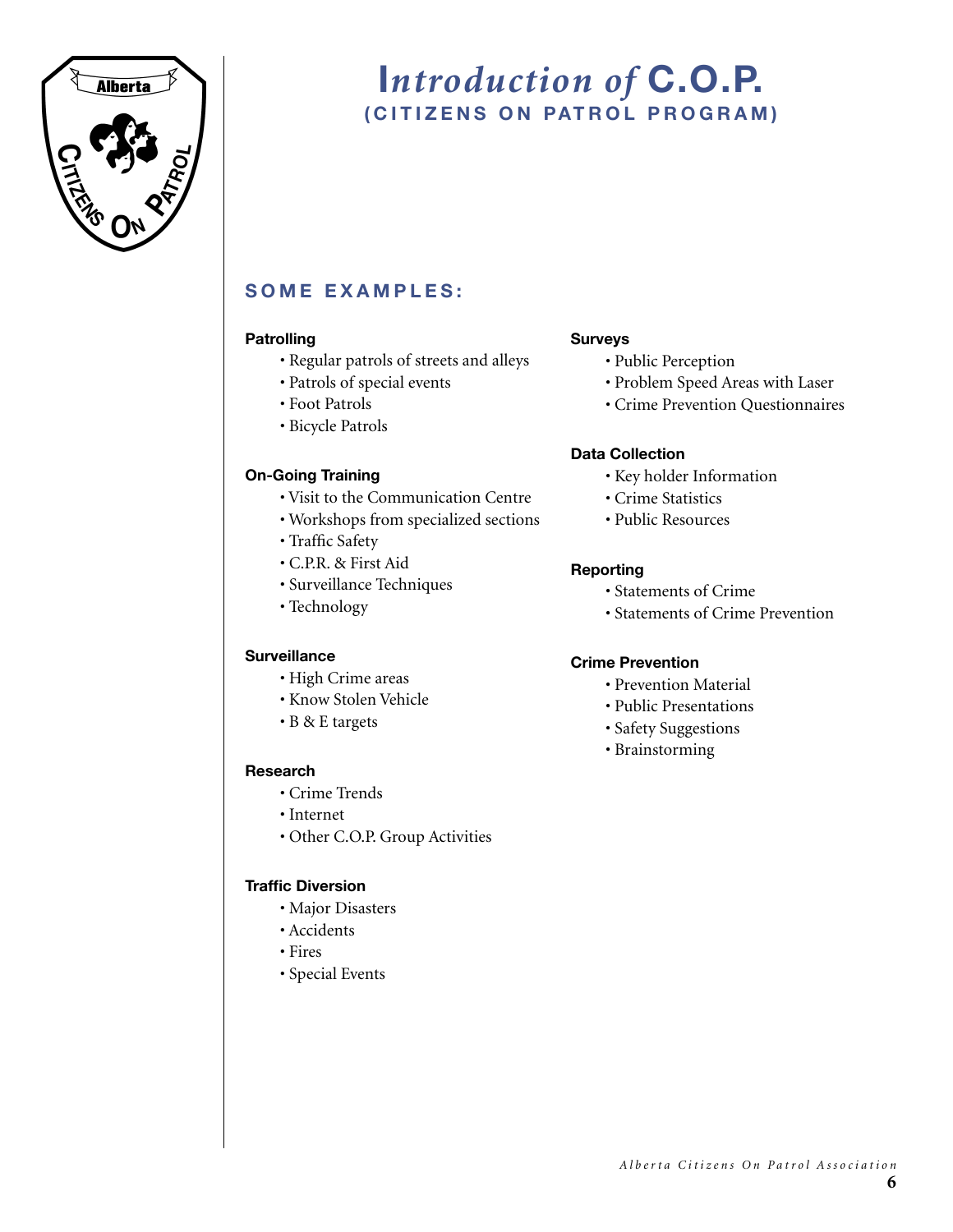# *Introduction of* C.O.P.
## (CITIZENS ON PATROL PROGRAM)

### SOME EXAMPLES:

**Patrolling**
- Regular patrols of streets and alleys
- Patrols of special events
- Foot Patrols
- Bicycle Patrols

**On-Going Training**
- Visit to the Communication Centre
- Workshops from specialized sections
- Traffic Safety
- C.P.R. & First Aid
- Surveillance Techniques
- Technology

**Surveillance**
- High Crime areas
- Know Stolen Vehicle
- B & E targets

**Research**
- Crime Trends
- Internet
- Other C.O.P. Group Activities

**Traffic Diversion**
- Major Disasters
- Accidents
- Fires
- Special Events

**Surveys**
- Public Perception
- Problem Speed Areas with Laser
- Crime Prevention Questionnaires

**Data Collection**
- Key holder Information
- Crime Statistics
- Public Resources

**Reporting**
- Statements of Crime
- Statements of Crime Prevention

**Crime Prevention**
- Prevention Material
- Public Presentations
- Safety Suggestions
- Brainstorming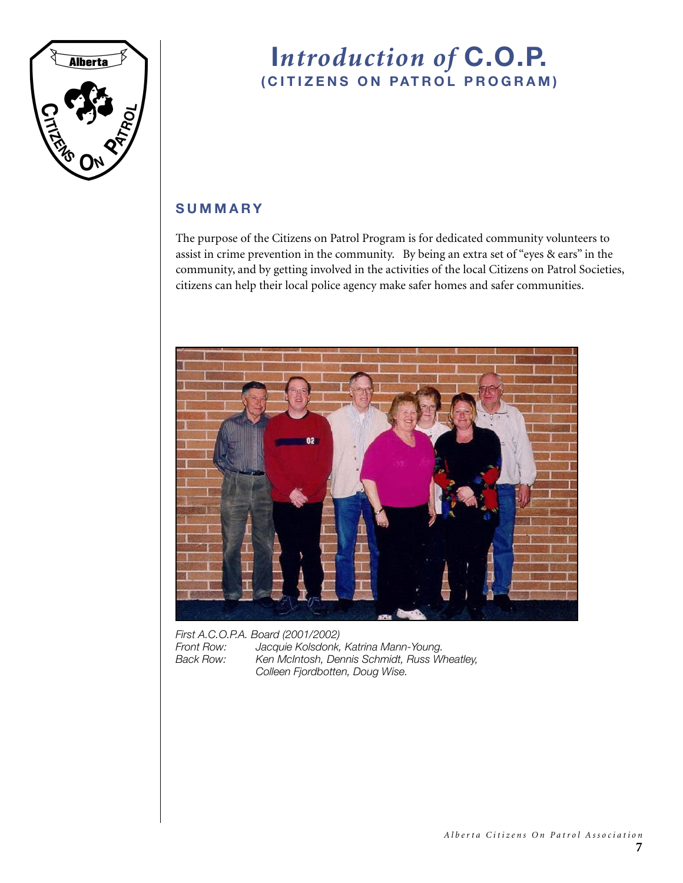# *Introduction of* C.O.P.

## (CITIZENS ON PATROL PROGRAM)

### SUMMARY

The purpose of the Citizens on Patrol Program is for dedicated community volunteers to assist in crime prevention in the community. By being an extra set of "eyes & ears" in the community, and by getting involved in the activities of the local Citizens on Patrol Societies, citizens can help their local police agency make safer homes and safer communities.

*First A.C.O.P.A. Board (2001/2002)*
*Front Row: Jacquie Kolsdonk, Katrina Mann-Young.*
*Back Row: Ken McIntosh, Dennis Schmidt, Russ Wheatley, Colleen Fjordbotten, Doug Wise.*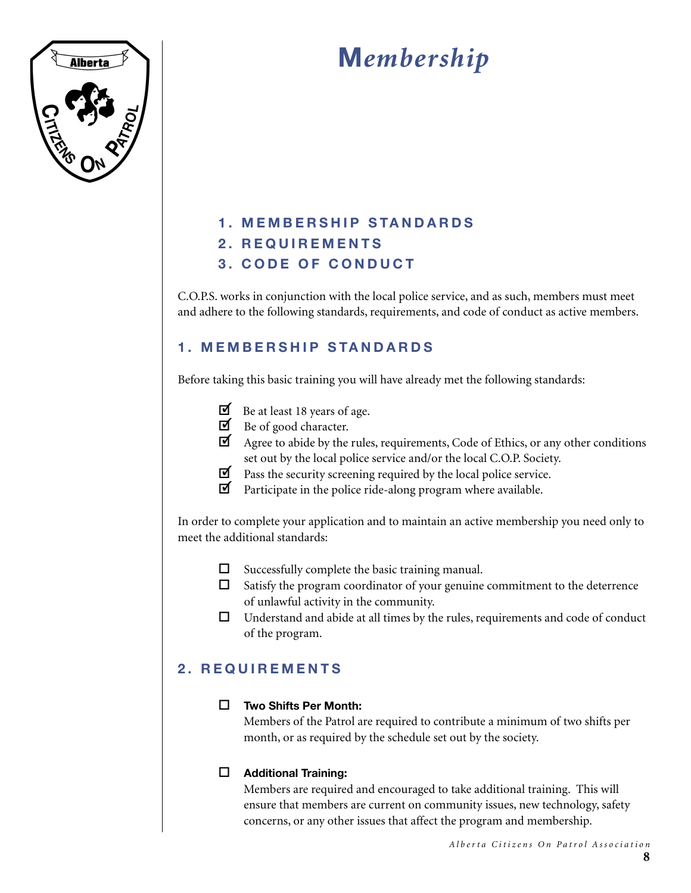# Membership

1. MEMBERSHIP STANDARDS
2. REQUIREMENTS
3. CODE OF CONDUCT

C.O.P.S. works in conjunction with the local police service, and as such, members must meet and adhere to the following standards, requirements, and code of conduct as active members.

## 1. MEMBERSHIP STANDARDS

Before taking this basic training you will have already met the following standards:

- ☑ Be at least 18 years of age.
- ☑ Be of good character.
- ☑ Agree to abide by the rules, requirements, Code of Ethics, or any other conditions set out by the local police service and/or the local C.O.P. Society.
- ☑ Pass the security screening required by the local police service.
- ☑ Participate in the police ride-along program where available.

In order to complete your application and to maintain an active membership you need only to meet the additional standards:

- ☐ Successfully complete the basic training manual.
- ☐ Satisfy the program coordinator of your genuine commitment to the deterrence of unlawful activity in the community.
- ☐ Understand and abide at all times by the rules, requirements and code of conduct of the program.

## 2. REQUIREMENTS

- ☐ **Two Shifts Per Month:**
  Members of the Patrol are required to contribute a minimum of two shifts per month, or as required by the schedule set out by the society.

- ☐ **Additional Training:**
  Members are required and encouraged to take additional training. This will ensure that members are current on community issues, new technology, safety concerns, or any other issues that affect the program and membership.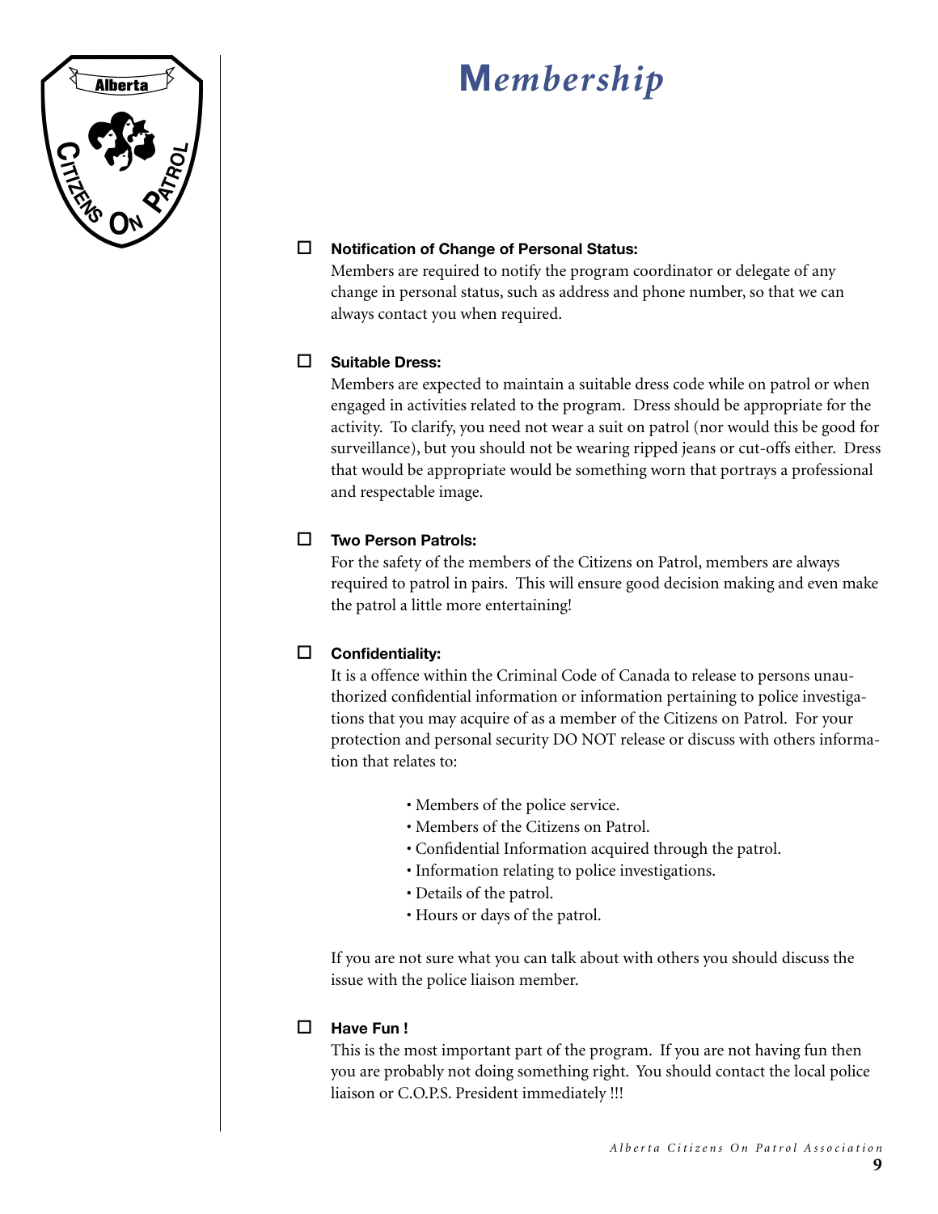# Membership

- **Notification of Change of Personal Status:**
  Members are required to notify the program coordinator or delegate of any change in personal status, such as address and phone number, so that we can always contact you when required.

- **Suitable Dress:**
  Members are expected to maintain a suitable dress code while on patrol or when engaged in activities related to the program. Dress should be appropriate for the activity. To clarify, you need not wear a suit on patrol (nor would this be good for surveillance), but you should not be wearing ripped jeans or cut-offs either. Dress that would be appropriate would be something worn that portrays a professional and respectable image.

- **Two Person Patrols:**
  For the safety of the members of the Citizens on Patrol, members are always required to patrol in pairs. This will ensure good decision making and even make the patrol a little more entertaining!

- **Confidentiality:**
  It is a offence within the Criminal Code of Canada to release to persons unauthorized confidential information or information pertaining to police investigations that you may acquire of as a member of the Citizens on Patrol. For your protection and personal security DO NOT release or discuss with others information that relates to:

  - Members of the police service.
  - Members of the Citizens on Patrol.
  - Confidential Information acquired through the patrol.
  - Information relating to police investigations.
  - Details of the patrol.
  - Hours or days of the patrol.

  If you are not sure what you can talk about with others you should discuss the issue with the police liaison member.

- **Have Fun !**
  This is the most important part of the program. If you are not having fun then you are probably not doing something right. You should contact the local police liaison or C.O.P.S. President immediately !!!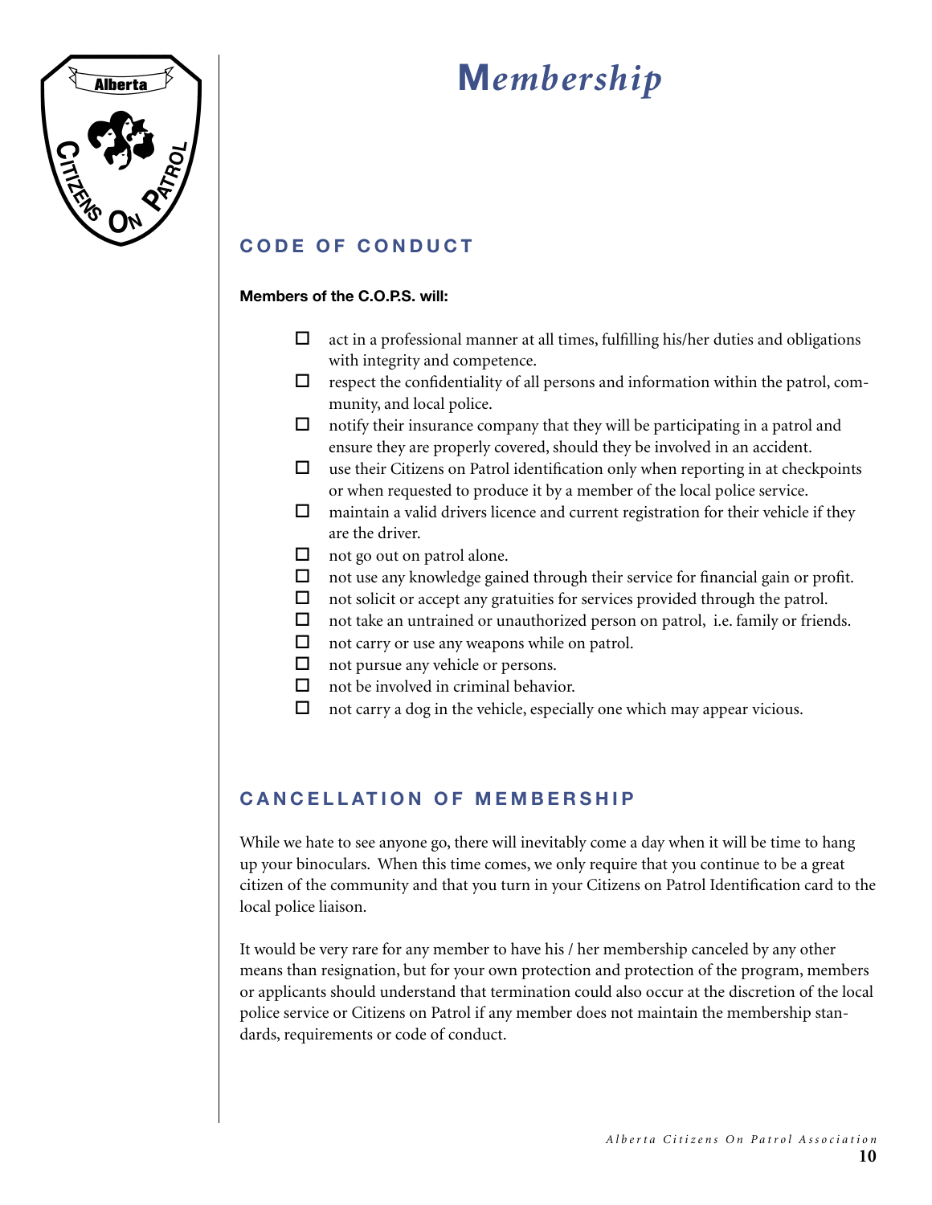# Membership

## CODE OF CONDUCT

**Members of the C.O.P.S. will:**

- ☐ act in a professional manner at all times, fulfilling his/her duties and obligations with integrity and competence.
- ☐ respect the confidentiality of all persons and information within the patrol, community, and local police.
- ☐ notify their insurance company that they will be participating in a patrol and ensure they are properly covered, should they be involved in an accident.
- ☐ use their Citizens on Patrol identification only when reporting in at checkpoints or when requested to produce it by a member of the local police service.
- ☐ maintain a valid drivers licence and current registration for their vehicle if they are the driver.
- ☐ not go out on patrol alone.
- ☐ not use any knowledge gained through their service for financial gain or profit.
- ☐ not solicit or accept any gratuities for services provided through the patrol.
- ☐ not take an untrained or unauthorized person on patrol, i.e. family or friends.
- ☐ not carry or use any weapons while on patrol.
- ☐ not pursue any vehicle or persons.
- ☐ not be involved in criminal behavior.
- ☐ not carry a dog in the vehicle, especially one which may appear vicious.

## CANCELLATION OF MEMBERSHIP

While we hate to see anyone go, there will inevitably come a day when it will be time to hang up your binoculars. When this time comes, we only require that you continue to be a great citizen of the community and that you turn in your Citizens on Patrol Identification card to the local police liaison.

It would be very rare for any member to have his / her membership canceled by any other means than resignation, but for your own protection and protection of the program, members or applicants should understand that termination could also occur at the discretion of the local police service or Citizens on Patrol if any member does not maintain the membership standards, requirements or code of conduct.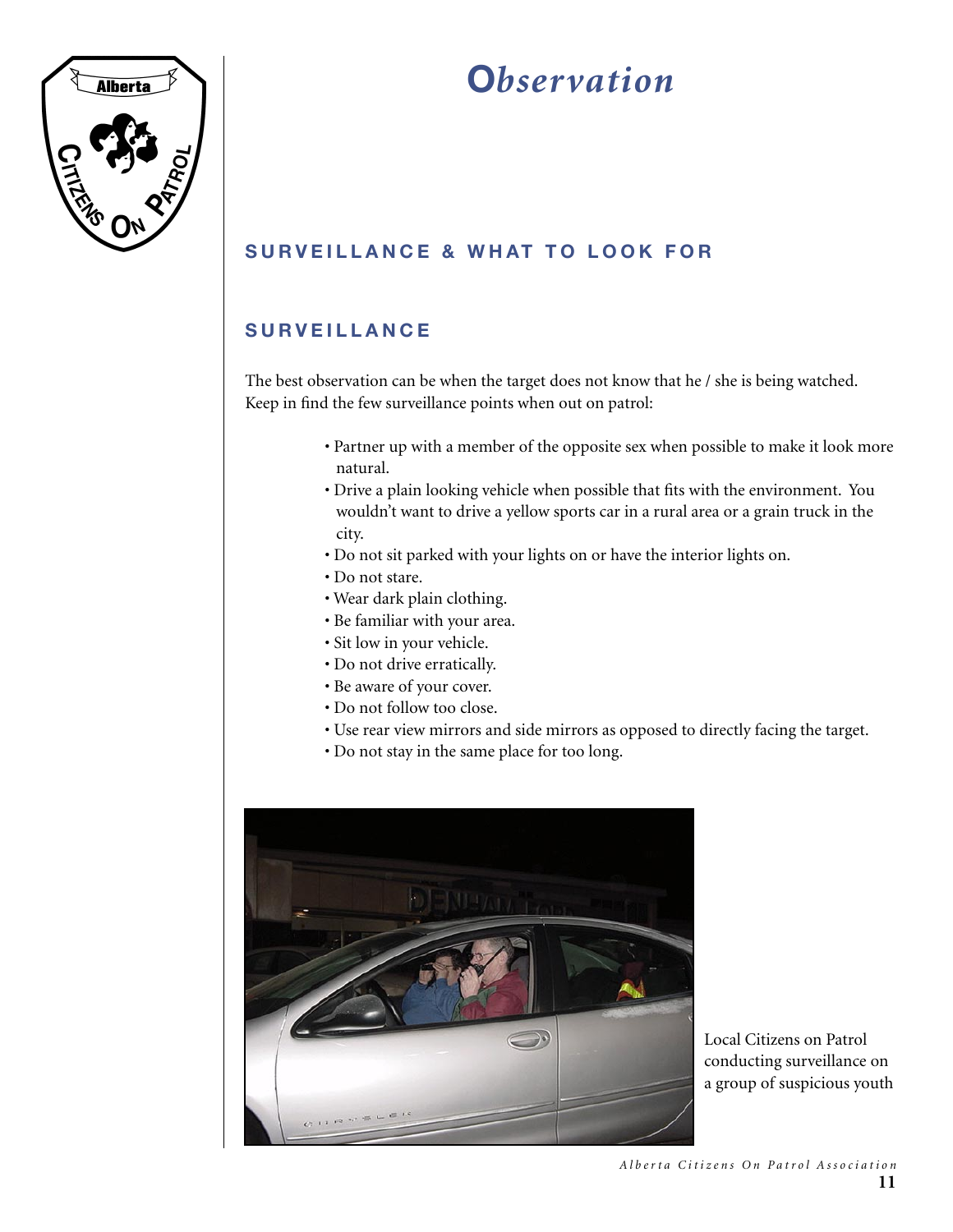# Observation

## SURVEILLANCE & WHAT TO LOOK FOR

### SURVEILLANCE

The best observation can be when the target does not know that he / she is being watched. Keep in find the few surveillance points when out on patrol:

- Partner up with a member of the opposite sex when possible to make it look more natural.
- Drive a plain looking vehicle when possible that fits with the environment. You wouldn't want to drive a yellow sports car in a rural area or a grain truck in the city.
- Do not sit parked with your lights on or have the interior lights on.
- Do not stare.
- Wear dark plain clothing.
- Be familiar with your area.
- Sit low in your vehicle.
- Do not drive erratically.
- Be aware of your cover.
- Do not follow too close.
- Use rear view mirrors and side mirrors as opposed to directly facing the target.
- Do not stay in the same place for too long.

Local Citizens on Patrol conducting surveillance on a group of suspicious youth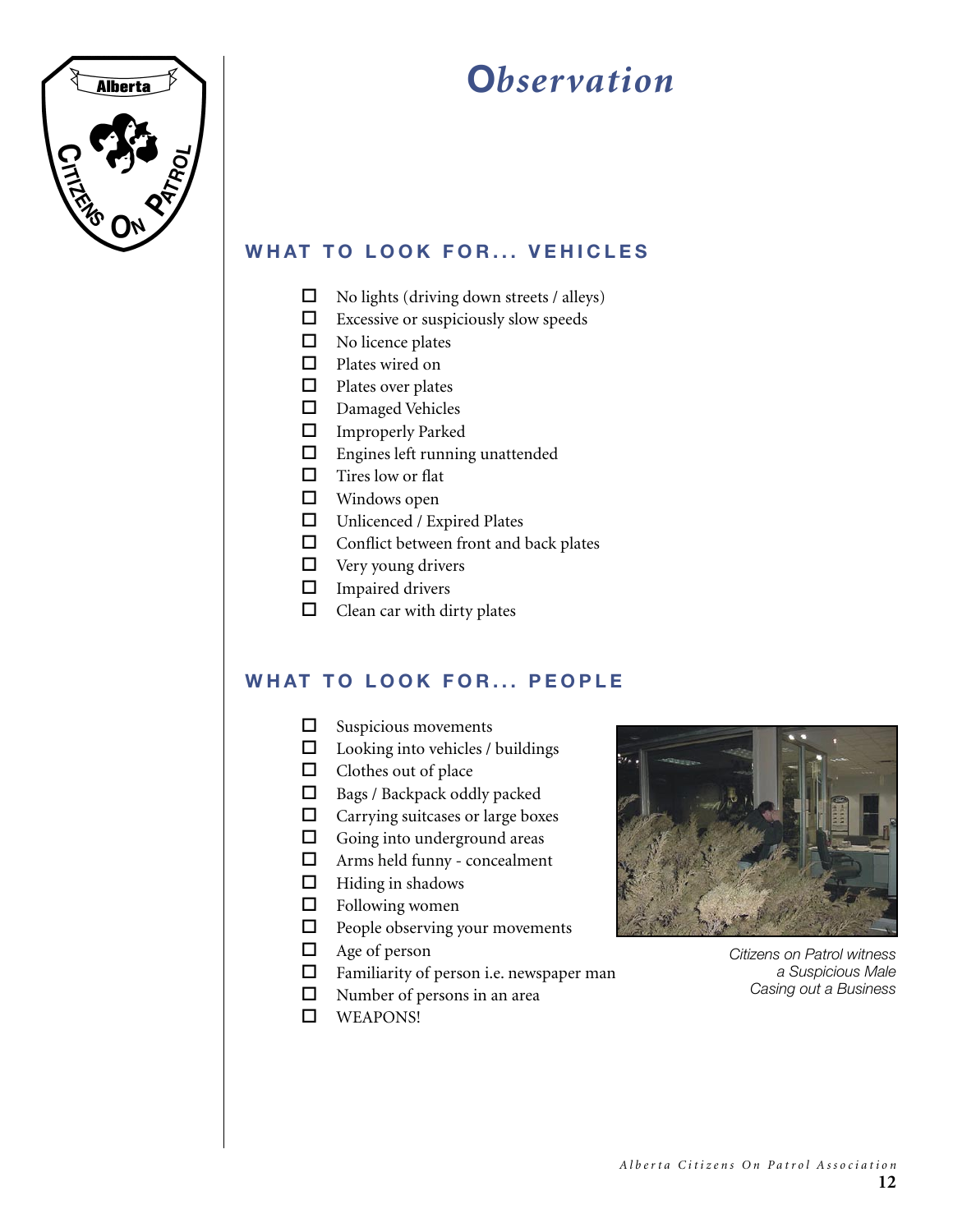# Observation

## WHAT TO LOOK FOR... VEHICLES

- No lights (driving down streets / alleys)
- Excessive or suspiciously slow speeds
- No licence plates
- Plates wired on
- Plates over plates
- Damaged Vehicles
- Improperly Parked
- Engines left running unattended
- Tires low or flat
- Windows open
- Unlicenced / Expired Plates
- Conflict between front and back plates
- Very young drivers
- Impaired drivers
- Clean car with dirty plates

## WHAT TO LOOK FOR... PEOPLE

- Suspicious movements
- Looking into vehicles / buildings
- Clothes out of place
- Bags / Backpack oddly packed
- Carrying suitcases or large boxes
- Going into underground areas
- Arms held funny - concealment
- Hiding in shadows
- Following women
- People observing your movements
- Age of person
- Familiarity of person i.e. newspaper man
- Number of persons in an area
- WEAPONS!

*Citizens on Patrol witness a Suspicious Male Casing out a Business*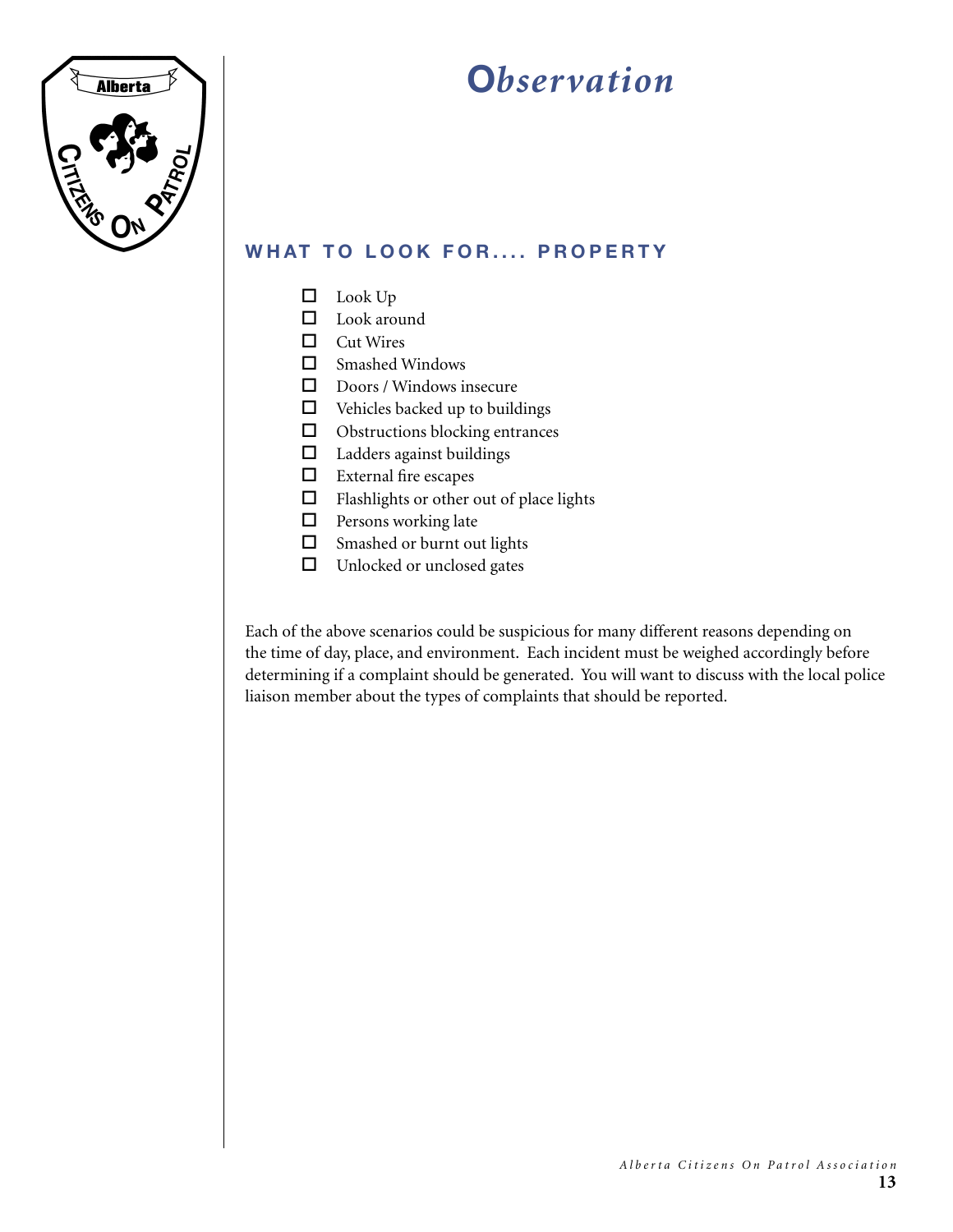# Observation

## WHAT TO LOOK FOR.... PROPERTY

- ☐ Look Up
- ☐ Look around
- ☐ Cut Wires
- ☐ Smashed Windows
- ☐ Doors / Windows insecure
- ☐ Vehicles backed up to buildings
- ☐ Obstructions blocking entrances
- ☐ Ladders against buildings
- ☐ External fire escapes
- ☐ Flashlights or other out of place lights
- ☐ Persons working late
- ☐ Smashed or burnt out lights
- ☐ Unlocked or unclosed gates

Each of the above scenarios could be suspicious for many different reasons depending on the time of day, place, and environment. Each incident must be weighed accordingly before determining if a complaint should be generated. You will want to discuss with the local police liaison member about the types of complaints that should be reported.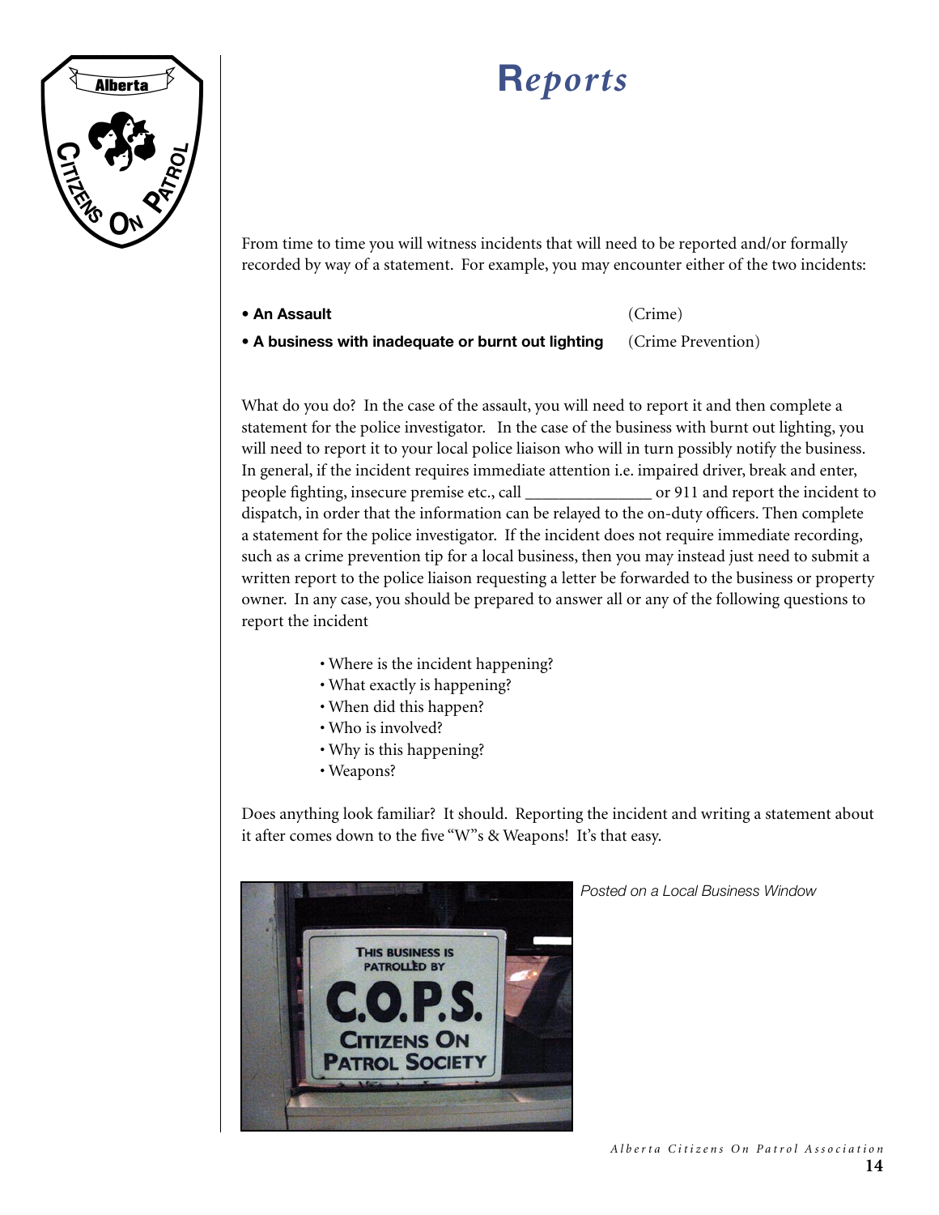# Reports

From time to time you will witness incidents that will need to be reported and/or formally recorded by way of a statement. For example, you may encounter either of the two incidents:

- **An Assault** (Crime)
- **A business with inadequate or burnt out lighting** (Crime Prevention)

What do you do? In the case of the assault, you will need to report it and then complete a statement for the police investigator. In the case of the business with burnt out lighting, you will need to report it to your local police liaison who will in turn possibly notify the business. In general, if the incident requires immediate attention i.e. impaired driver, break and enter, people fighting, insecure premise etc., call _______________ or 911 and report the incident to dispatch, in order that the information can be relayed to the on-duty officers. Then complete a statement for the police investigator. If the incident does not require immediate recording, such as a crime prevention tip for a local business, then you may instead just need to submit a written report to the police liaison requesting a letter be forwarded to the business or property owner. In any case, you should be prepared to answer all or any of the following questions to report the incident

- Where is the incident happening?
- What exactly is happening?
- When did this happen?
- Who is involved?
- Why is this happening?
- Weapons?

Does anything look familiar? It should. Reporting the incident and writing a statement about it after comes down to the five "W"s & Weapons! It's that easy.

*Posted on a Local Business Window*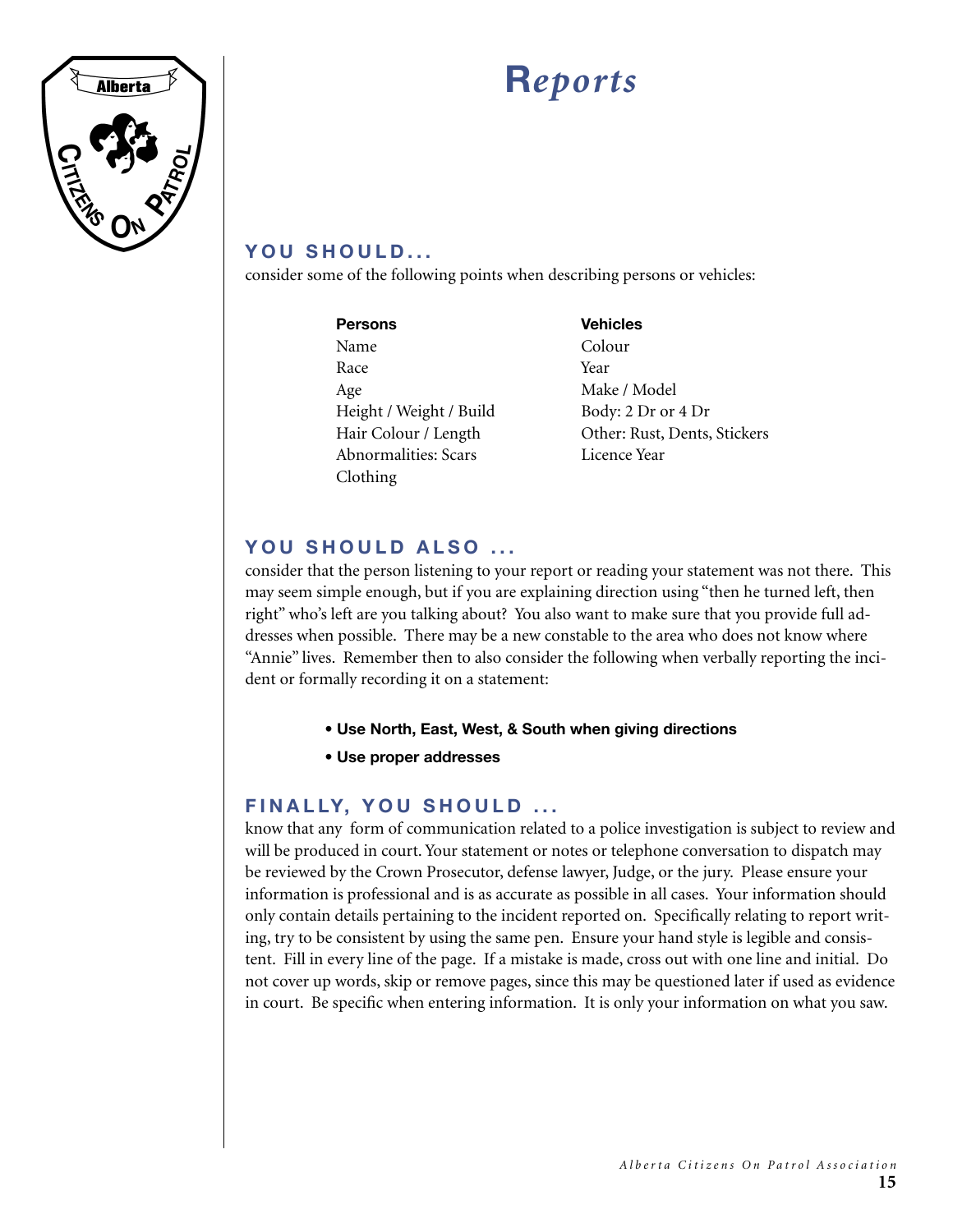# Reports

## YOU SHOULD...

consider some of the following points when describing persons or vehicles:

| Persons | Vehicles |
|---|---|
| Name | Colour |
| Race | Year |
| Age | Make / Model |
| Height / Weight / Build | Body: 2 Dr or 4 Dr |
| Hair Colour / Length | Other: Rust, Dents, Stickers |
| Abnormalities: Scars | Licence Year |
| Clothing | |

## YOU SHOULD ALSO ...

consider that the person listening to your report or reading your statement was not there. This may seem simple enough, but if you are explaining direction using "then he turned left, then right" who's left are you talking about? You also want to make sure that you provide full addresses when possible. There may be a new constable to the area who does not know where "Annie" lives. Remember then to also consider the following when verbally reporting the incident or formally recording it on a statement:

- **Use North, East, West, & South when giving directions**
- **Use proper addresses**

## FINALLY, YOU SHOULD ...

know that any form of communication related to a police investigation is subject to review and will be produced in court. Your statement or notes or telephone conversation to dispatch may be reviewed by the Crown Prosecutor, defense lawyer, Judge, or the jury. Please ensure your information is professional and is as accurate as possible in all cases. Your information should only contain details pertaining to the incident reported on. Specifically relating to report writing, try to be consistent by using the same pen. Ensure your hand style is legible and consistent. Fill in every line of the page. If a mistake is made, cross out with one line and initial. Do not cover up words, skip or remove pages, since this may be questioned later if used as evidence in court. Be specific when entering information. It is only your information on what you saw.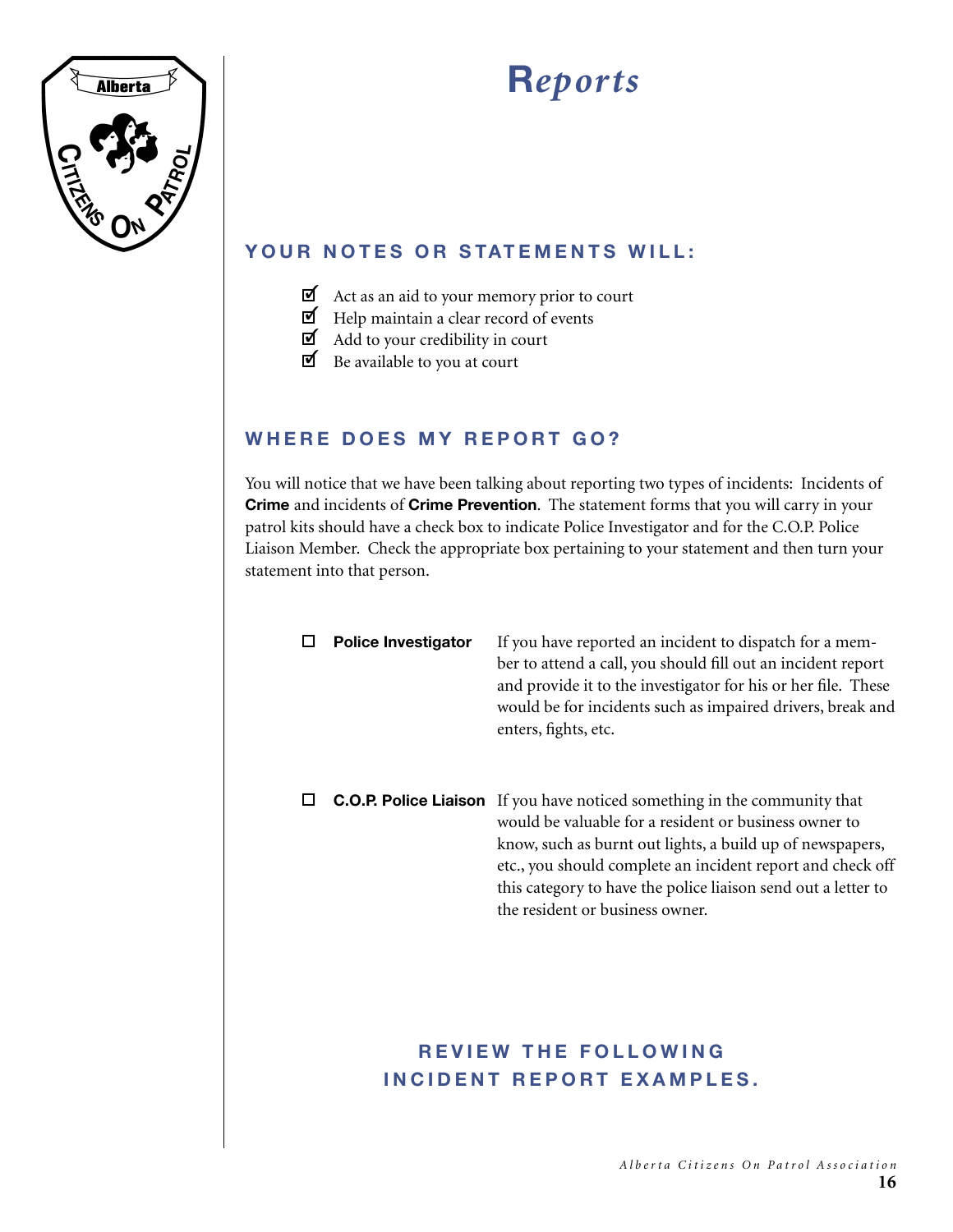# Reports

## YOUR NOTES OR STATEMENTS WILL:

- ☑ Act as an aid to your memory prior to court
- ☑ Help maintain a clear record of events
- ☑ Add to your credibility in court
- ☑ Be available to you at court

## WHERE DOES MY REPORT GO?

You will notice that we have been talking about reporting two types of incidents: Incidents of **Crime** and incidents of **Crime Prevention**. The statement forms that you will carry in your patrol kits should have a check box to indicate Police Investigator and for the C.O.P. Police Liaison Member. Check the appropriate box pertaining to your statement and then turn your statement into that person.

☐ **Police Investigator** — If you have reported an incident to dispatch for a member to attend a call, you should fill out an incident report and provide it to the investigator for his or her file. These would be for incidents such as impaired drivers, break and enters, fights, etc.

☐ **C.O.P. Police Liaison** — If you have noticed something in the community that would be valuable for a resident or business owner to know, such as burnt out lights, a build up of newspapers, etc., you should complete an incident report and check off this category to have the police liaison send out a letter to the resident or business owner.

## REVIEW THE FOLLOWING INCIDENT REPORT EXAMPLES.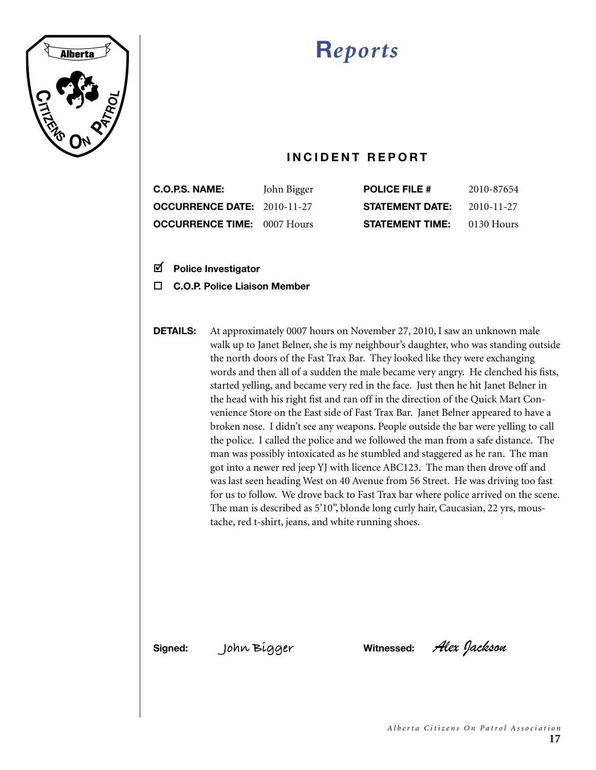# Reports

## INCIDENT REPORT

| | | | |
|---|---|---|---|
| **C.O.P.S. NAME:** | John Bigger | **POLICE FILE #** | 2010-87654 |
| **OCCURRENCE DATE:** | 2010-11-27 | **STATEMENT DATE:** | 2010-11-27 |
| **OCCURRENCE TIME:** | 0007 Hours | **STATEMENT TIME:** | 0130 Hours |

☑ **Police Investigator**

☐ **C.O.P. Police Liaison Member**

**DETAILS:** At approximately 0007 hours on November 27, 2010, I saw an unknown male walk up to Janet Belner, she is my neighbour's daughter, who was standing outside the north doors of the Fast Trax Bar. They looked like they were exchanging words and then all of a sudden the male became very angry. He clenched his fists, started yelling, and became very red in the face. Just then he hit Janet Belner in the head with his right fist and ran off in the direction of the Quick Mart Convenience Store on the East side of Fast Trax Bar. Janet Belner appeared to have a broken nose. I didn't see any weapons. People outside the bar were yelling to call the police. I called the police and we followed the man from a safe distance. The man was possibly intoxicated as he stumbled and staggered as he ran. The man got into a newer red jeep YJ with licence ABC123. The man then drove off and was last seen heading West on 40 Avenue from 56 Street. He was driving too fast for us to follow. We drove back to Fast Trax bar where police arrived on the scene. The man is described as 5'10", blonde long curly hair, Caucasian, 22 yrs, moustache, red t-shirt, jeans, and white running shoes.

**Signed:** John Bigger **Witnessed:** Alex Jackson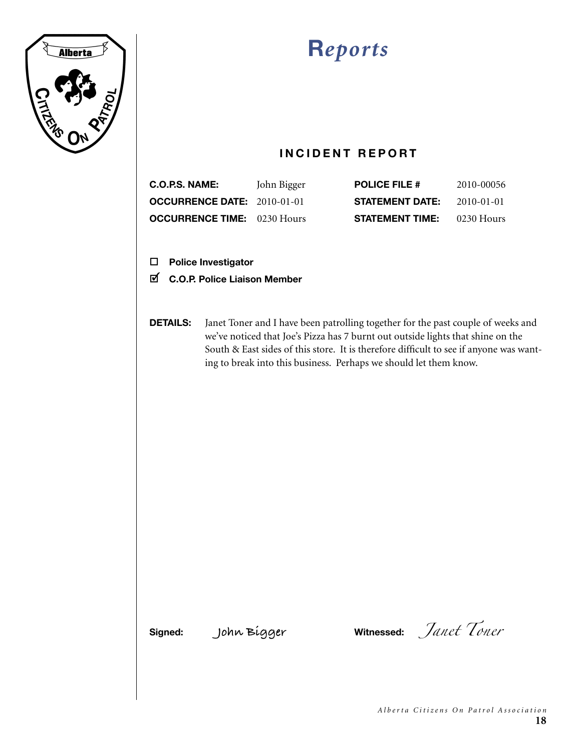# Reports

## INCIDENT REPORT

| | | | |
|---|---|---|---|
| **C.O.P.S. NAME:** | John Bigger | **POLICE FILE #** | 2010-00056 |
| **OCCURRENCE DATE:** | 2010-01-01 | **STATEMENT DATE:** | 2010-01-01 |
| **OCCURRENCE TIME:** | 0230 Hours | **STATEMENT TIME:** | 0230 Hours |

- ☐ **Police Investigator**
- ☑ **C.O.P. Police Liaison Member**

**DETAILS:** Janet Toner and I have been patrolling together for the past couple of weeks and we've noticed that Joe's Pizza has 7 burnt out outside lights that shine on the South & East sides of this store. It is therefore difficult to see if anyone was wanting to break into this business. Perhaps we should let them know.

**Signed:** John Bigger **Witnessed:** *Janet Toner*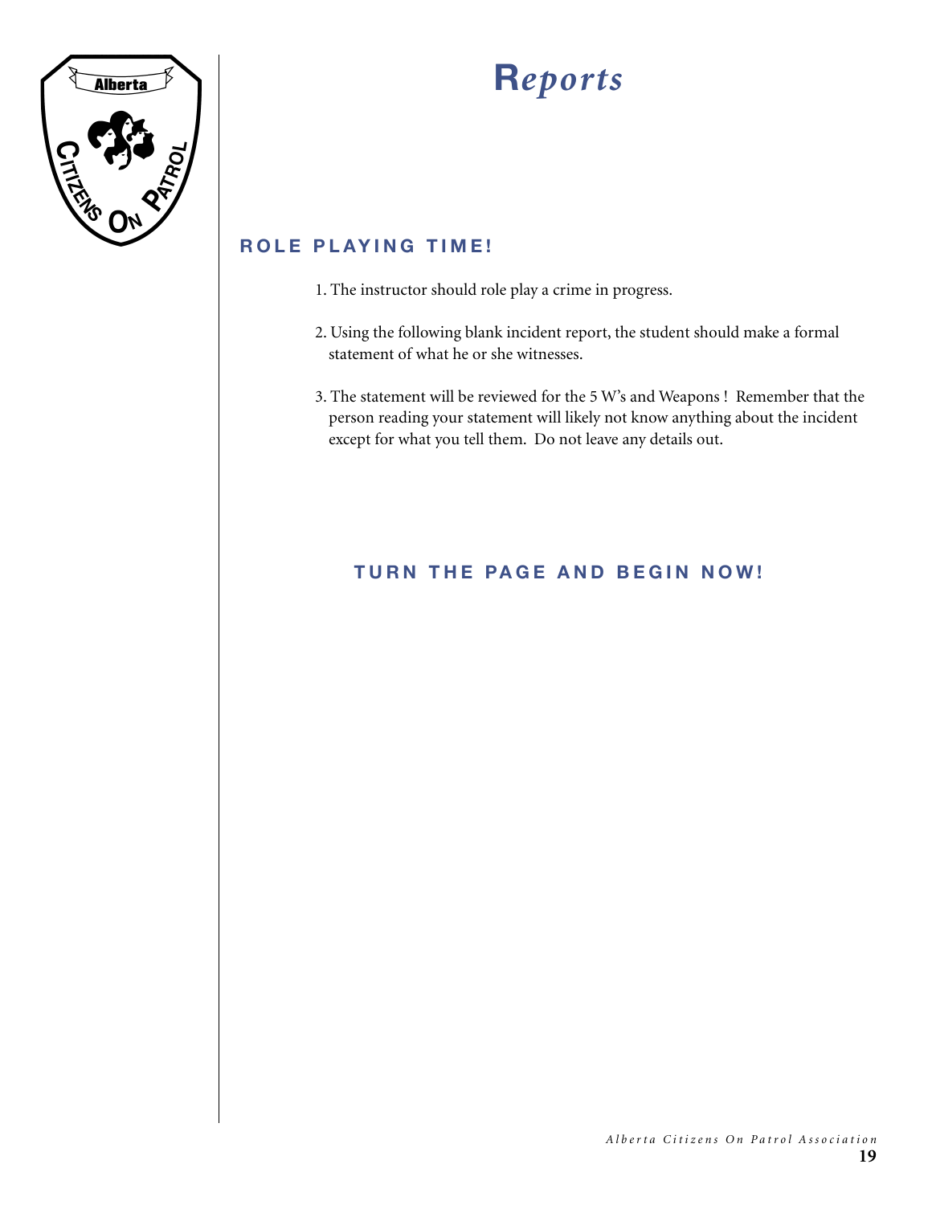# Reports

## ROLE PLAYING TIME!

1. The instructor should role play a crime in progress.
2. Using the following blank incident report, the student should make a formal statement of what he or she witnesses.
3. The statement will be reviewed for the 5 W's and Weapons ! Remember that the person reading your statement will likely not know anything about the incident except for what you tell them. Do not leave any details out.

**TURN THE PAGE AND BEGIN NOW!**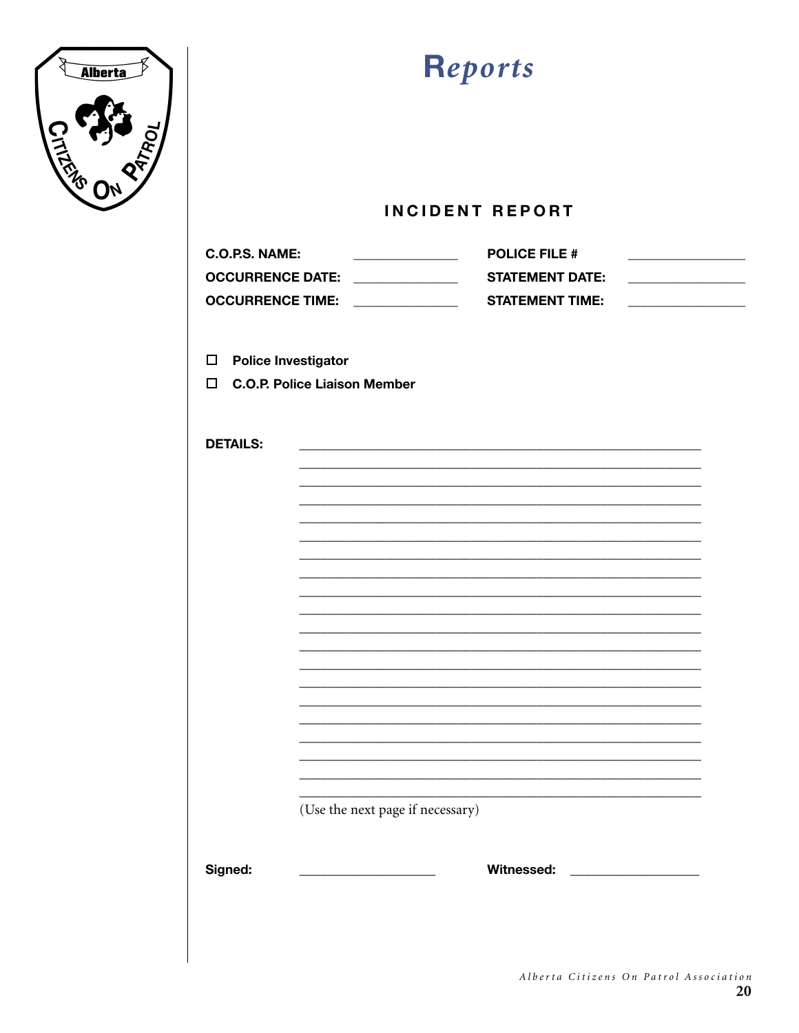# Reports

## INCIDENT REPORT

| | | | |
|---|---|---|---|
| **C.O.P.S. NAME:** | ______________ | **POLICE FILE #** | ______________ |
| **OCCURRENCE DATE:** | ______________ | **STATEMENT DATE:** | ______________ |
| **OCCURRENCE TIME:** | ______________ | **STATEMENT TIME:** | ______________ |

- ☐ **Police Investigator**
- ☐ **C.O.P. Police Liaison Member**

**DETAILS:** ____________________________________________________________

____________________________________________________________

____________________________________________________________

____________________________________________________________

____________________________________________________________

____________________________________________________________

____________________________________________________________

____________________________________________________________

____________________________________________________________

____________________________________________________________

____________________________________________________________

____________________________________________________________

____________________________________________________________

____________________________________________________________

____________________________________________________________

____________________________________________________________

____________________________________________________________

____________________________________________________________

____________________________________________________________

(Use the next page if necessary)

**Signed:** ____________________ **Witnessed:** ____________________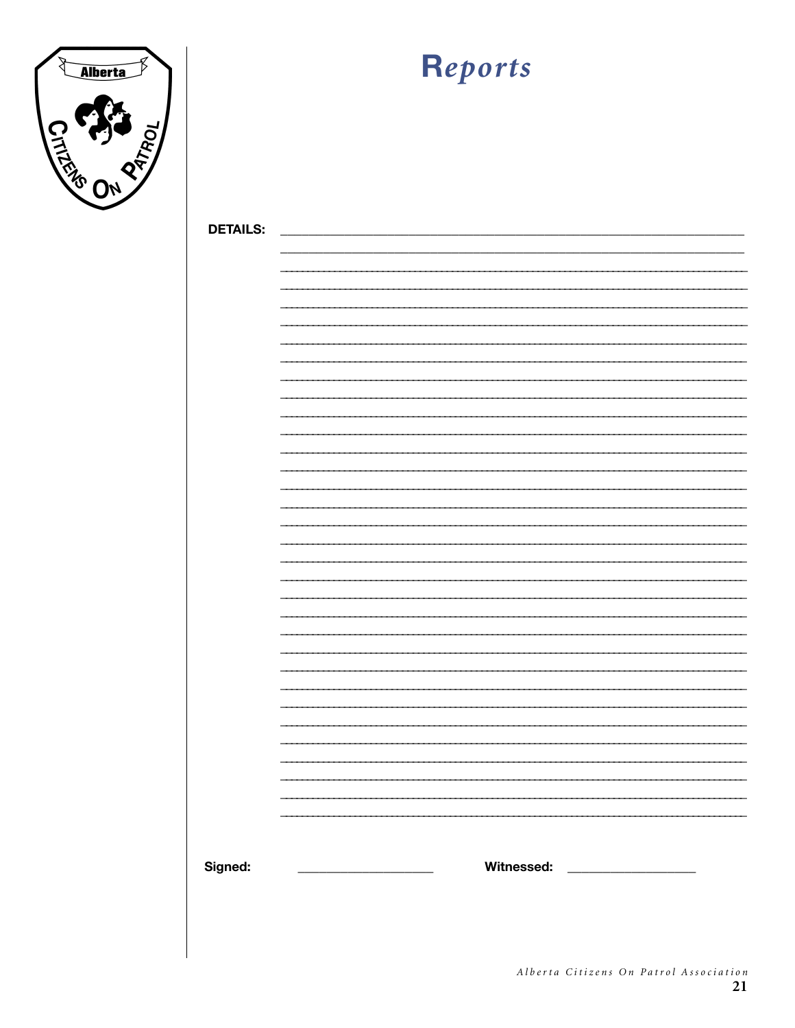# Reports

**DETAILS:** ______________________________________________________________

______________________________________________________________

______________________________________________________________

______________________________________________________________

______________________________________________________________

______________________________________________________________

______________________________________________________________

______________________________________________________________

______________________________________________________________

______________________________________________________________

______________________________________________________________

______________________________________________________________

______________________________________________________________

______________________________________________________________

______________________________________________________________

______________________________________________________________

______________________________________________________________

______________________________________________________________

______________________________________________________________

______________________________________________________________

______________________________________________________________

______________________________________________________________

______________________________________________________________

______________________________________________________________

______________________________________________________________

______________________________________________________________

______________________________________________________________

______________________________________________________________

______________________________________________________________

______________________________________________________________

______________________________________________________________

______________________________________________________________

______________________________________________________________

**Signed:** ____________________ **Witnessed:** ____________________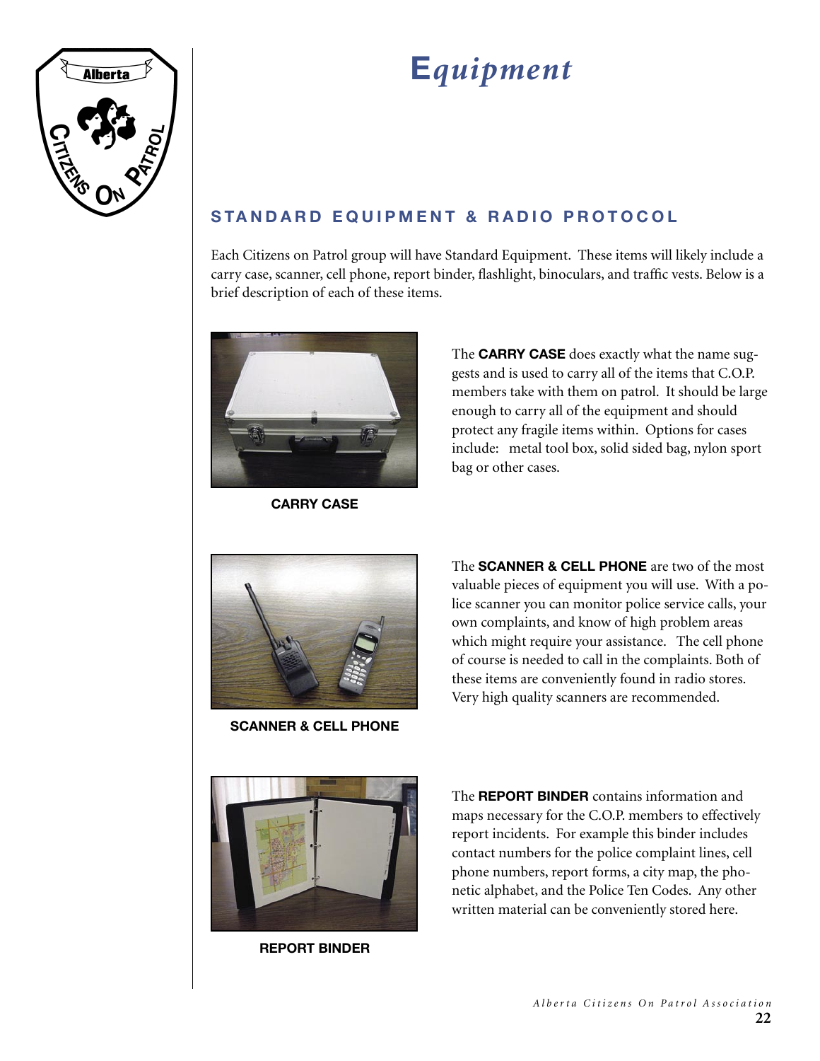# Equipment

## STANDARD EQUIPMENT & RADIO PROTOCOL

Each Citizens on Patrol group will have Standard Equipment. These items will likely include a carry case, scanner, cell phone, report binder, flashlight, binoculars, and traffic vests. Below is a brief description of each of these items.

**CARRY CASE**

The **CARRY CASE** does exactly what the name suggests and is used to carry all of the items that C.O.P. members take with them on patrol. It should be large enough to carry all of the equipment and should protect any fragile items within. Options for cases include: metal tool box, solid sided bag, nylon sport bag or other cases.

**SCANNER & CELL PHONE**

The **SCANNER & CELL PHONE** are two of the most valuable pieces of equipment you will use. With a police scanner you can monitor police service calls, your own complaints, and know of high problem areas which might require your assistance. The cell phone of course is needed to call in the complaints. Both of these items are conveniently found in radio stores. Very high quality scanners are recommended.

**REPORT BINDER**

The **REPORT BINDER** contains information and maps necessary for the C.O.P. members to effectively report incidents. For example this binder includes contact numbers for the police complaint lines, cell phone numbers, report forms, a city map, the phonetic alphabet, and the Police Ten Codes. Any other written material can be conveniently stored here.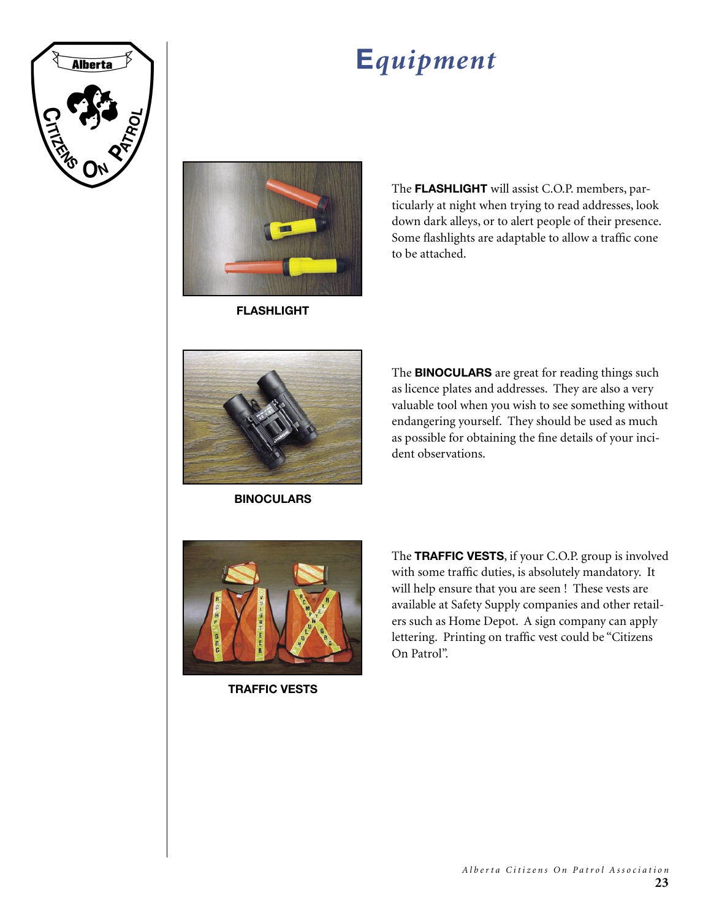# Equipment

The **FLASHLIGHT** will assist C.O.P. members, particularly at night when trying to read addresses, look down dark alleys, or to alert people of their presence. Some flashlights are adaptable to allow a traffic cone to be attached.

**FLASHLIGHT**

The **BINOCULARS** are great for reading things such as licence plates and addresses. They are also a very valuable tool when you wish to see something without endangering yourself. They should be used as much as possible for obtaining the fine details of your incident observations.

**BINOCULARS**

The **TRAFFIC VESTS**, if your C.O.P. group is involved with some traffic duties, is absolutely mandatory. It will help ensure that you are seen ! These vests are available at Safety Supply companies and other retailers such as Home Depot. A sign company can apply lettering. Printing on traffic vest could be "Citizens On Patrol".

**TRAFFIC VESTS**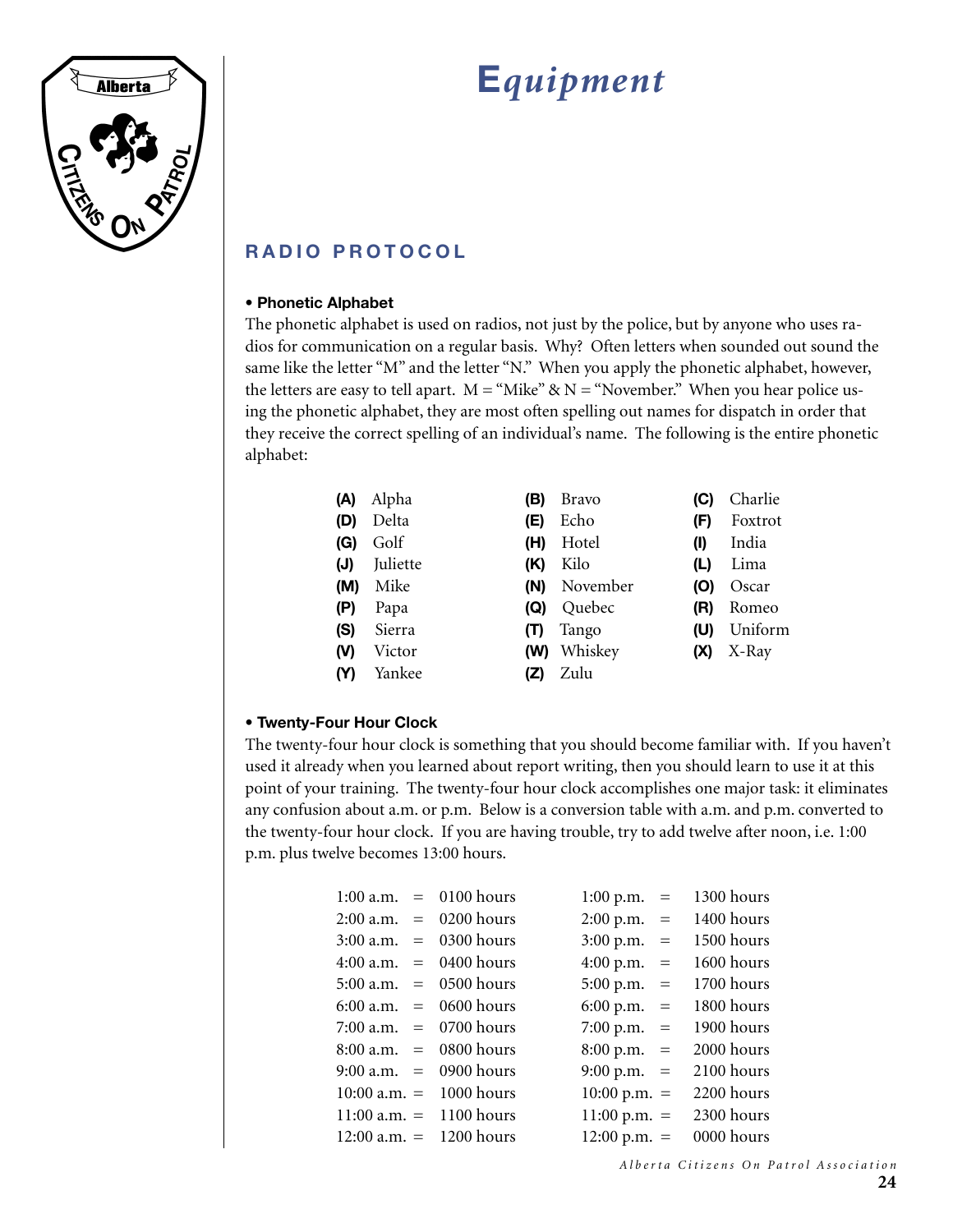# Equipment

## RADIO PROTOCOL

**• Phonetic Alphabet**

The phonetic alphabet is used on radios, not just by the police, but by anyone who uses radios for communication on a regular basis. Why? Often letters when sounded out sound the same like the letter "M" and the letter "N." When you apply the phonetic alphabet, however, the letters are easy to tell apart. M = "Mike" & N = "November." When you hear police using the phonetic alphabet, they are most often spelling out names for dispatch in order that they receive the correct spelling of an individual's name. The following is the entire phonetic alphabet:

| | | | | | |
|---|---|---|---|---|---|
| **(A)** | Alpha | **(B)** | Bravo | **(C)** | Charlie |
| **(D)** | Delta | **(E)** | Echo | **(F)** | Foxtrot |
| **(G)** | Golf | **(H)** | Hotel | **(I)** | India |
| **(J)** | Juliette | **(K)** | Kilo | **(L)** | Lima |
| **(M)** | Mike | **(N)** | November | **(O)** | Oscar |
| **(P)** | Papa | **(Q)** | Quebec | **(R)** | Romeo |
| **(S)** | Sierra | **(T)** | Tango | **(U)** | Uniform |
| **(V)** | Victor | **(W)** | Whiskey | **(X)** | X-Ray |
| **(Y)** | Yankee | **(Z)** | Zulu | | |

**• Twenty-Four Hour Clock**

The twenty-four hour clock is something that you should become familiar with. If you haven't used it already when you learned about report writing, then you should learn to use it at this point of your training. The twenty-four hour clock accomplishes one major task: it eliminates any confusion about a.m. or p.m. Below is a conversion table with a.m. and p.m. converted to the twenty-four hour clock. If you are having trouble, try to add twelve after noon, i.e. 1:00 p.m. plus twelve becomes 13:00 hours.

| | | | | | |
|---|---|---|---|---|---|
| 1:00 a.m. | = | 0100 hours | 1:00 p.m. | = | 1300 hours |
| 2:00 a.m. | = | 0200 hours | 2:00 p.m. | = | 1400 hours |
| 3:00 a.m. | = | 0300 hours | 3:00 p.m. | = | 1500 hours |
| 4:00 a.m. | = | 0400 hours | 4:00 p.m. | = | 1600 hours |
| 5:00 a.m. | = | 0500 hours | 5:00 p.m. | = | 1700 hours |
| 6:00 a.m. | = | 0600 hours | 6:00 p.m. | = | 1800 hours |
| 7:00 a.m. | = | 0700 hours | 7:00 p.m. | = | 1900 hours |
| 8:00 a.m. | = | 0800 hours | 8:00 p.m. | = | 2000 hours |
| 9:00 a.m. | = | 0900 hours | 9:00 p.m. | = | 2100 hours |
| 10:00 a.m. | = | 1000 hours | 10:00 p.m. | = | 2200 hours |
| 11:00 a.m. | = | 1100 hours | 11:00 p.m. | = | 2300 hours |
| 12:00 a.m. | = | 1200 hours | 12:00 p.m. | = | 0000 hours |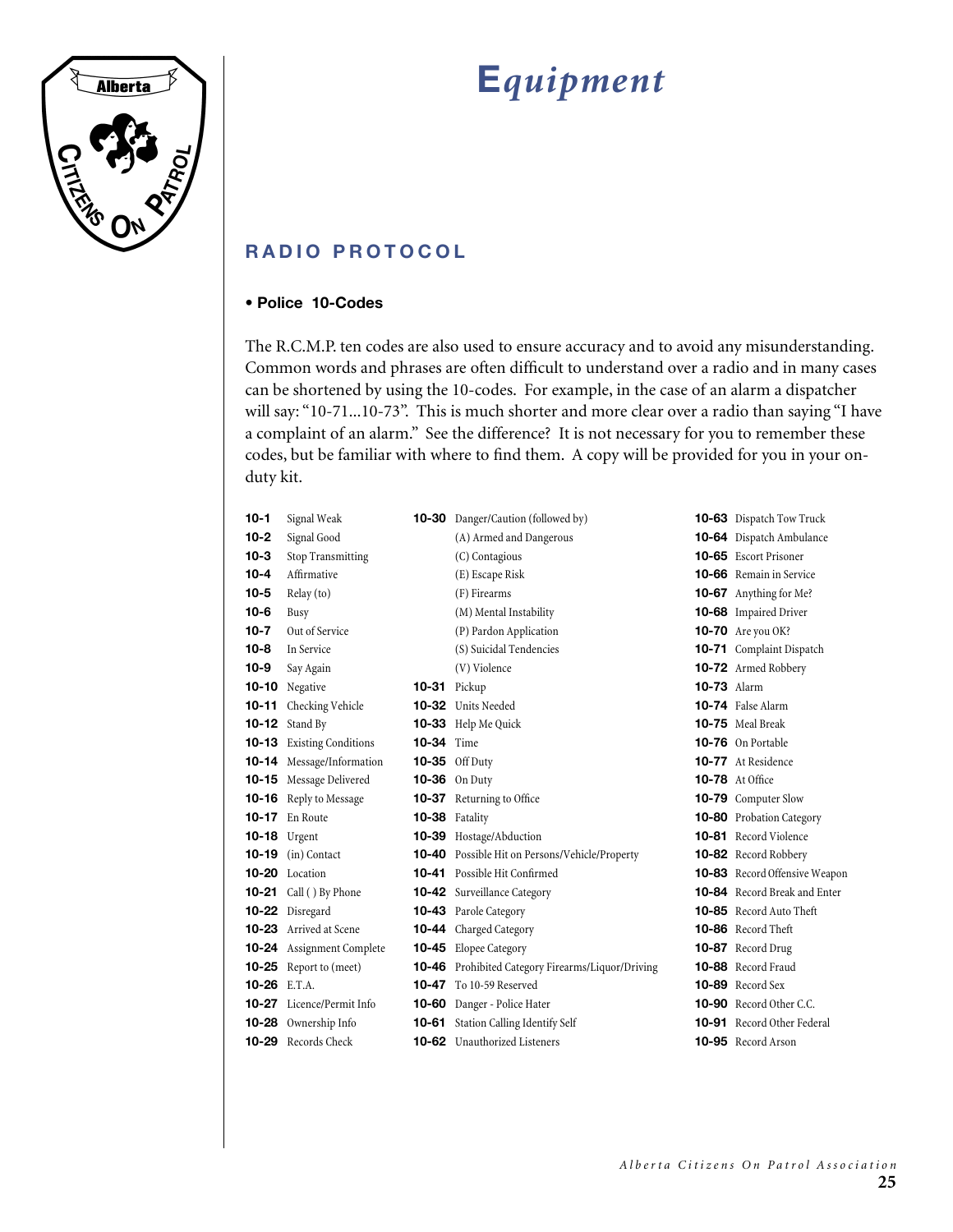# Equipment

## RADIO PROTOCOL

### • Police 10-Codes

The R.C.M.P. ten codes are also used to ensure accuracy and to avoid any misunderstanding. Common words and phrases are often difficult to understand over a radio and in many cases can be shortened by using the 10-codes. For example, in the case of an alarm a dispatcher will say: "10-71...10-73". This is much shorter and more clear over a radio than saying "I have a complaint of an alarm." See the difference? It is not necessary for you to remember these codes, but be familiar with where to find them. A copy will be provided for you in your on-duty kit.

| Code | Meaning |
|---|---|
| **10-1** | Signal Weak |
| **10-2** | Signal Good |
| **10-3** | Stop Transmitting |
| **10-4** | Affirmative |
| **10-5** | Relay (to) |
| **10-6** | Busy |
| **10-7** | Out of Service |
| **10-8** | In Service |
| **10-9** | Say Again |
| **10-10** | Negative |
| **10-11** | Checking Vehicle |
| **10-12** | Stand By |
| **10-13** | Existing Conditions |
| **10-14** | Message/Information |
| **10-15** | Message Delivered |
| **10-16** | Reply to Message |
| **10-17** | En Route |
| **10-18** | Urgent |
| **10-19** | (in) Contact |
| **10-20** | Location |
| **10-21** | Call ( ) By Phone |
| **10-22** | Disregard |
| **10-23** | Arrived at Scene |
| **10-24** | Assignment Complete |
| **10-25** | Report to (meet) |
| **10-26** | E.T.A. |
| **10-27** | Licence/Permit Info |
| **10-28** | Ownership Info |
| **10-29** | Records Check |
| **10-30** | Danger/Caution (followed by) |
| | (A) Armed and Dangerous |
| | (C) Contagious |
| | (E) Escape Risk |
| | (F) Firearms |
| | (M) Mental Instability |
| | (P) Pardon Application |
| | (S) Suicidal Tendencies |
| | (V) Violence |
| **10-31** | Pickup |
| **10-32** | Units Needed |
| **10-33** | Help Me Quick |
| **10-34** | Time |
| **10-35** | Off Duty |
| **10-36** | On Duty |
| **10-37** | Returning to Office |
| **10-38** | Fatality |
| **10-39** | Hostage/Abduction |
| **10-40** | Possible Hit on Persons/Vehicle/Property |
| **10-41** | Possible Hit Confirmed |
| **10-42** | Surveillance Category |
| **10-43** | Parole Category |
| **10-44** | Charged Category |
| **10-45** | Elopee Category |
| **10-46** | Prohibited Category Firearms/Liquor/Driving |
| **10-47** | To 10-59 Reserved |
| **10-60** | Danger - Police Hater |
| **10-61** | Station Calling Identify Self |
| **10-62** | Unauthorized Listeners |
| **10-63** | Dispatch Tow Truck |
| **10-64** | Dispatch Ambulance |
| **10-65** | Escort Prisoner |
| **10-66** | Remain in Service |
| **10-67** | Anything for Me? |
| **10-68** | Impaired Driver |
| **10-70** | Are you OK? |
| **10-71** | Complaint Dispatch |
| **10-72** | Armed Robbery |
| **10-73** | Alarm |
| **10-74** | False Alarm |
| **10-75** | Meal Break |
| **10-76** | On Portable |
| **10-77** | At Residence |
| **10-78** | At Office |
| **10-79** | Computer Slow |
| **10-80** | Probation Category |
| **10-81** | Record Violence |
| **10-82** | Record Robbery |
| **10-83** | Record Offensive Weapon |
| **10-84** | Record Break and Enter |
| **10-85** | Record Auto Theft |
| **10-86** | Record Theft |
| **10-87** | Record Drug |
| **10-88** | Record Fraud |
| **10-89** | Record Sex |
| **10-90** | Record Other C.C. |
| **10-91** | Record Other Federal |
| **10-95** | Record Arson |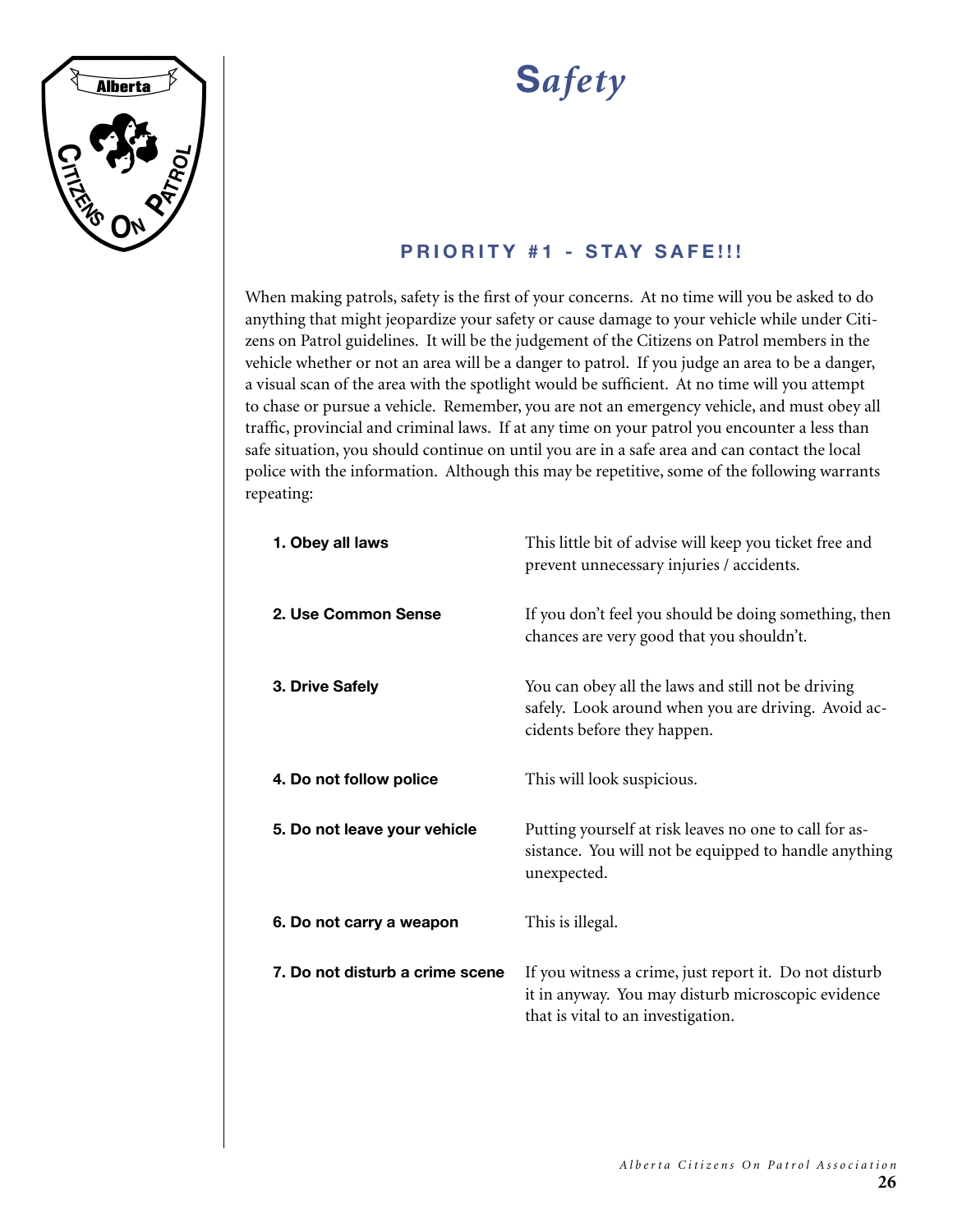# Safety

## PRIORITY #1 - STAY SAFE!!!

When making patrols, safety is the first of your concerns. At no time will you be asked to do anything that might jeopardize your safety or cause damage to your vehicle while under Citizens on Patrol guidelines. It will be the judgement of the Citizens on Patrol members in the vehicle whether or not an area will be a danger to patrol. If you judge an area to be a danger, a visual scan of the area with the spotlight would be sufficient. At no time will you attempt to chase or pursue a vehicle. Remember, you are not an emergency vehicle, and must obey all traffic, provincial and criminal laws. If at any time on your patrol you encounter a less than safe situation, you should continue on until you are in a safe area and can contact the local police with the information. Although this may be repetitive, some of the following warrants repeating:

| | |
|---|---|
| **1. Obey all laws** | This little bit of advise will keep you ticket free and prevent unnecessary injuries / accidents. |
| **2. Use Common Sense** | If you don't feel you should be doing something, then chances are very good that you shouldn't. |
| **3. Drive Safely** | You can obey all the laws and still not be driving safely. Look around when you are driving. Avoid accidents before they happen. |
| **4. Do not follow police** | This will look suspicious. |
| **5. Do not leave your vehicle** | Putting yourself at risk leaves no one to call for assistance. You will not be equipped to handle anything unexpected. |
| **6. Do not carry a weapon** | This is illegal. |
| **7. Do not disturb a crime scene** | If you witness a crime, just report it. Do not disturb it in anyway. You may disturb microscopic evidence that is vital to an investigation. |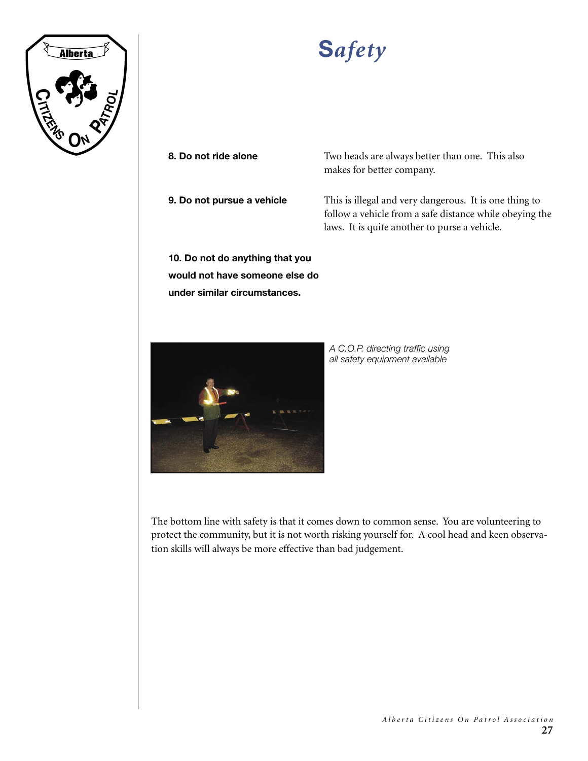# Safety

**8. Do not ride alone**

Two heads are always better than one. This also makes for better company.

**9. Do not pursue a vehicle**

This is illegal and very dangerous. It is one thing to follow a vehicle from a safe distance while obeying the laws. It is quite another to purse a vehicle.

**10. Do not do anything that you would not have someone else do under similar circumstances.**

*A C.O.P. directing traffic using all safety equipment available*

The bottom line with safety is that it comes down to common sense. You are volunteering to protect the community, but it is not worth risking yourself for. A cool head and keen observation skills will always be more effective than bad judgement.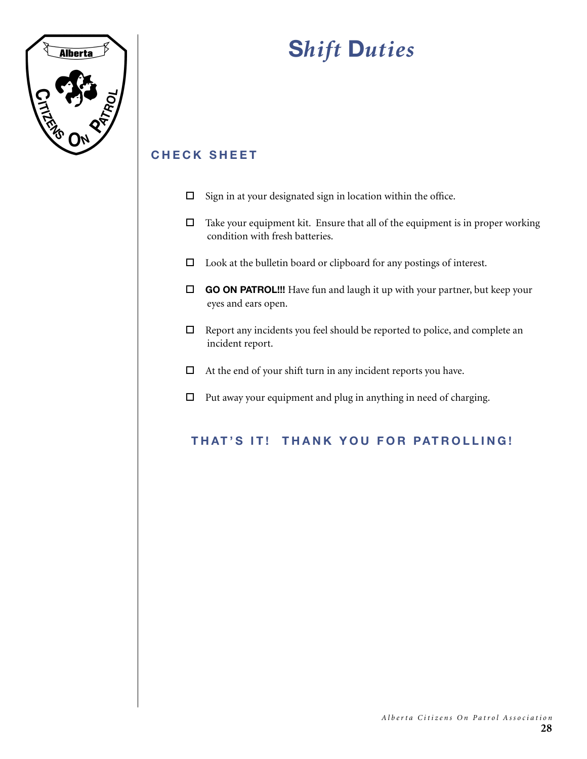# Shift Duties

## CHECK SHEET

- ☐ Sign in at your designated sign in location within the office.
- ☐ Take your equipment kit. Ensure that all of the equipment is in proper working condition with fresh batteries.
- ☐ Look at the bulletin board or clipboard for any postings of interest.
- ☐ **GO ON PATROL!!!** Have fun and laugh it up with your partner, but keep your eyes and ears open.
- ☐ Report any incidents you feel should be reported to police, and complete an incident report.
- ☐ At the end of your shift turn in any incident reports you have.
- ☐ Put away your equipment and plug in anything in need of charging.

## THAT'S IT! THANK YOU FOR PATROLLING!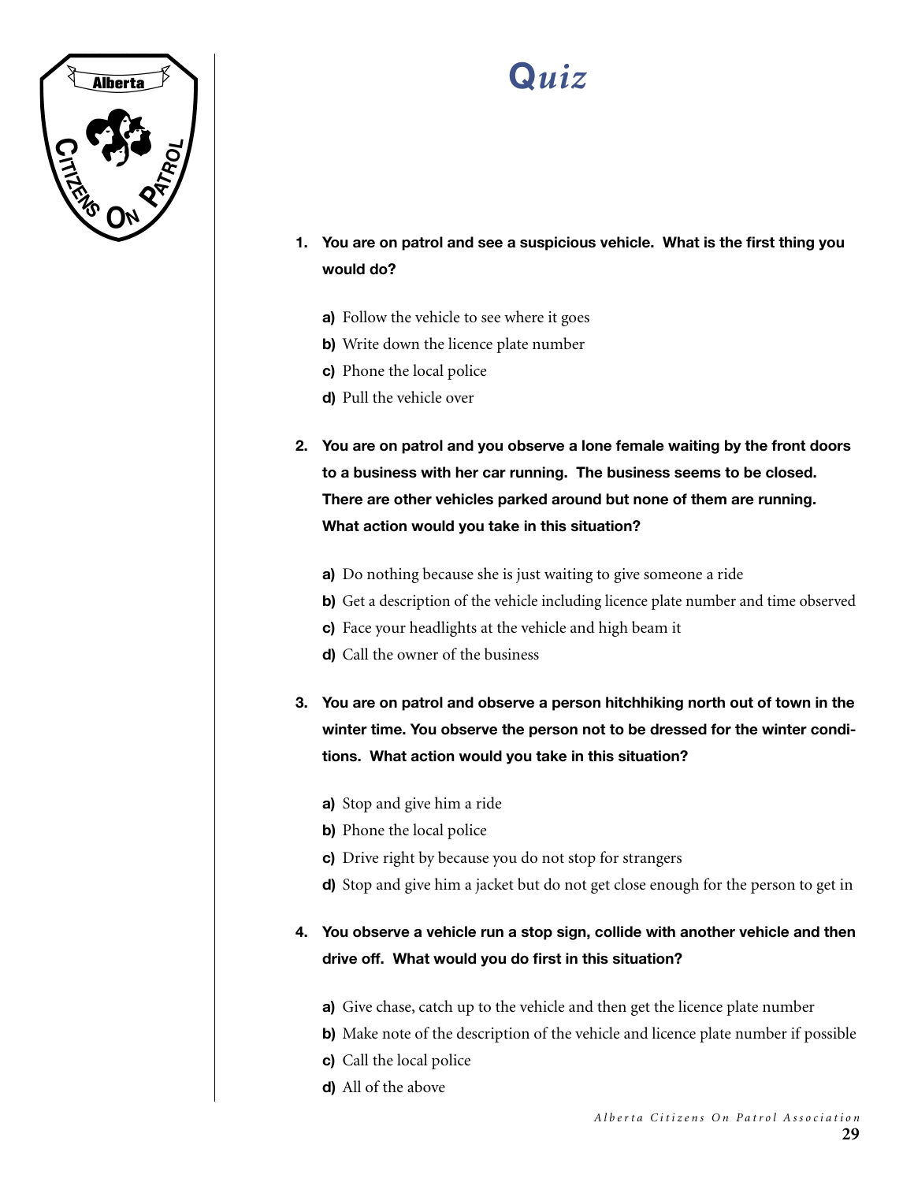# Quiz

1. **You are on patrol and see a suspicious vehicle. What is the first thing you would do?**

   **a)** Follow the vehicle to see where it goes
   **b)** Write down the licence plate number
   **c)** Phone the local police
   **d)** Pull the vehicle over

2. **You are on patrol and you observe a lone female waiting by the front doors to a business with her car running. The business seems to be closed. There are other vehicles parked around but none of them are running. What action would you take in this situation?**

   **a)** Do nothing because she is just waiting to give someone a ride
   **b)** Get a description of the vehicle including licence plate number and time observed
   **c)** Face your headlights at the vehicle and high beam it
   **d)** Call the owner of the business

3. **You are on patrol and observe a person hitchhiking north out of town in the winter time. You observe the person not to be dressed for the winter conditions. What action would you take in this situation?**

   **a)** Stop and give him a ride
   **b)** Phone the local police
   **c)** Drive right by because you do not stop for strangers
   **d)** Stop and give him a jacket but do not get close enough for the person to get in

4. **You observe a vehicle run a stop sign, collide with another vehicle and then drive off. What would you do first in this situation?**

   **a)** Give chase, catch up to the vehicle and then get the licence plate number
   **b)** Make note of the description of the vehicle and licence plate number if possible
   **c)** Call the local police
   **d)** All of the above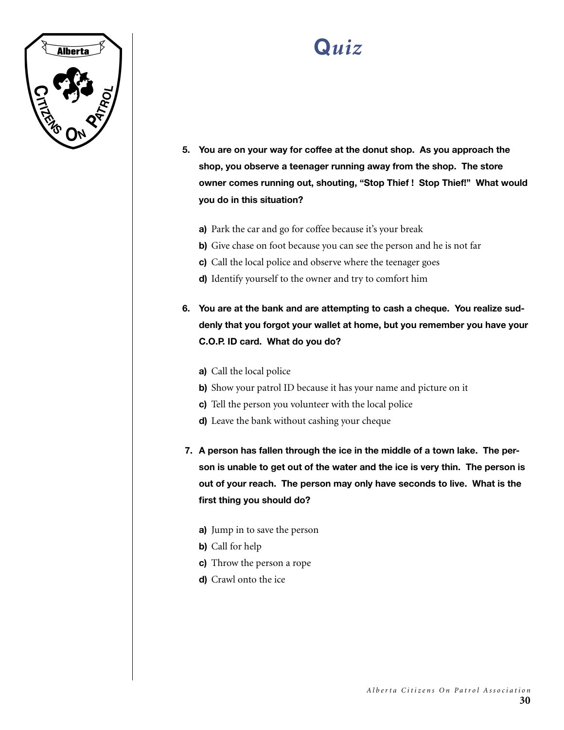# Quiz

**5. You are on your way for coffee at the donut shop. As you approach the shop, you observe a teenager running away from the shop. The store owner comes running out, shouting, "Stop Thief ! Stop Thief!" What would you do in this situation?**

- **a)** Park the car and go for coffee because it's your break
- **b)** Give chase on foot because you can see the person and he is not far
- **c)** Call the local police and observe where the teenager goes
- **d)** Identify yourself to the owner and try to comfort him

**6. You are at the bank and are attempting to cash a cheque. You realize suddenly that you forgot your wallet at home, but you remember you have your C.O.P. ID card. What do you do?**

- **a)** Call the local police
- **b)** Show your patrol ID because it has your name and picture on it
- **c)** Tell the person you volunteer with the local police
- **d)** Leave the bank without cashing your cheque

**7. A person has fallen through the ice in the middle of a town lake. The person is unable to get out of the water and the ice is very thin. The person is out of your reach. The person may only have seconds to live. What is the first thing you should do?**

- **a)** Jump in to save the person
- **b)** Call for help
- **c)** Throw the person a rope
- **d)** Crawl onto the ice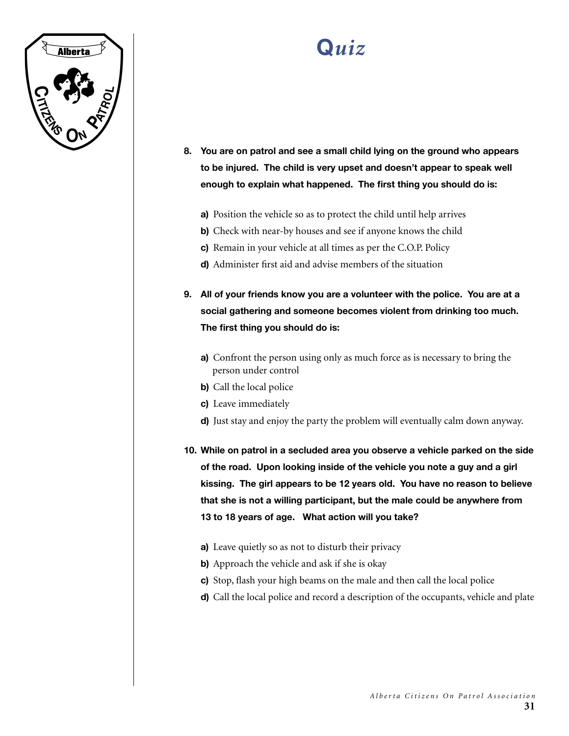# Quiz

**8. You are on patrol and see a small child lying on the ground who appears to be injured. The child is very upset and doesn't appear to speak well enough to explain what happened. The first thing you should do is:**

- **a)** Position the vehicle so as to protect the child until help arrives
- **b)** Check with near-by houses and see if anyone knows the child
- **c)** Remain in your vehicle at all times as per the C.O.P. Policy
- **d)** Administer first aid and advise members of the situation

**9. All of your friends know you are a volunteer with the police. You are at a social gathering and someone becomes violent from drinking too much. The first thing you should do is:**

- **a)** Confront the person using only as much force as is necessary to bring the person under control
- **b)** Call the local police
- **c)** Leave immediately
- **d)** Just stay and enjoy the party the problem will eventually calm down anyway.

**10. While on patrol in a secluded area you observe a vehicle parked on the side of the road. Upon looking inside of the vehicle you note a guy and a girl kissing. The girl appears to be 12 years old. You have no reason to believe that she is not a willing participant, but the male could be anywhere from 13 to 18 years of age. What action will you take?**

- **a)** Leave quietly so as not to disturb their privacy
- **b)** Approach the vehicle and ask if she is okay
- **c)** Stop, flash your high beams on the male and then call the local police
- **d)** Call the local police and record a description of the occupants, vehicle and plate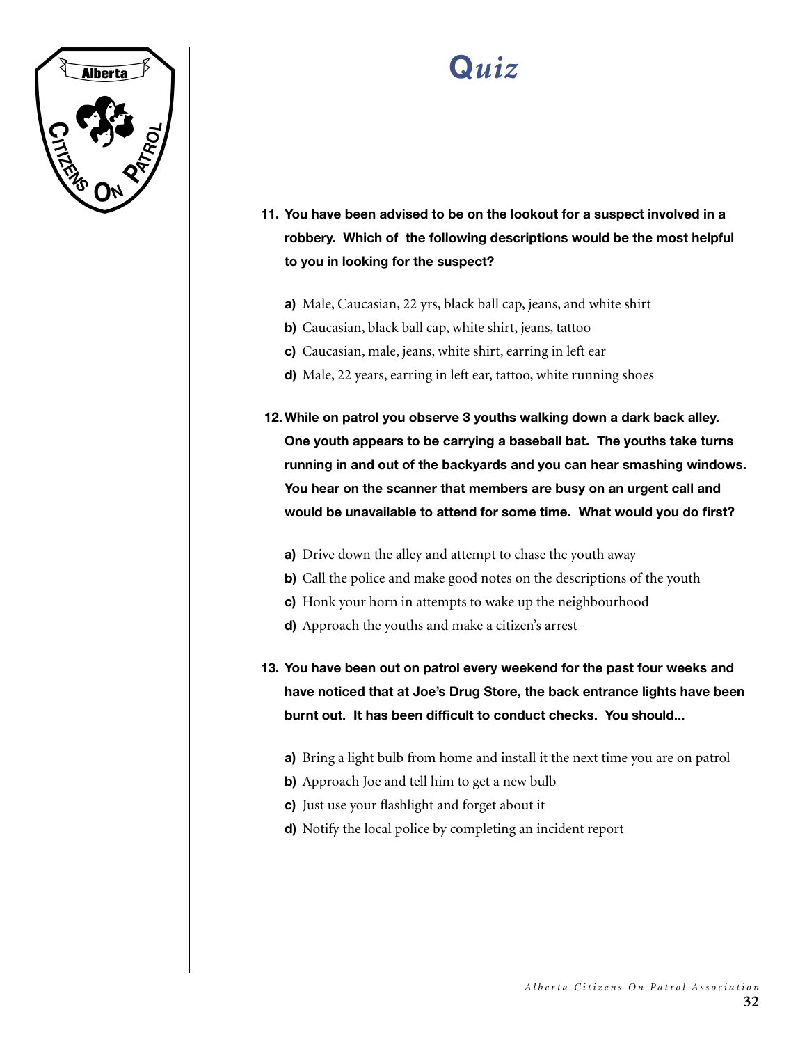# Quiz

**11. You have been advised to be on the lookout for a suspect involved in a robbery. Which of the following descriptions would be the most helpful to you in looking for the suspect?**

**a)** Male, Caucasian, 22 yrs, black ball cap, jeans, and white shirt

**b)** Caucasian, black ball cap, white shirt, jeans, tattoo

**c)** Caucasian, male, jeans, white shirt, earring in left ear

**d)** Male, 22 years, earring in left ear, tattoo, white running shoes

**12. While on patrol you observe 3 youths walking down a dark back alley. One youth appears to be carrying a baseball bat. The youths take turns running in and out of the backyards and you can hear smashing windows. You hear on the scanner that members are busy on an urgent call and would be unavailable to attend for some time. What would you do first?**

**a)** Drive down the alley and attempt to chase the youth away

**b)** Call the police and make good notes on the descriptions of the youth

**c)** Honk your horn in attempts to wake up the neighbourhood

**d)** Approach the youths and make a citizen's arrest

**13. You have been out on patrol every weekend for the past four weeks and have noticed that at Joe's Drug Store, the back entrance lights have been burnt out. It has been difficult to conduct checks. You should...**

**a)** Bring a light bulb from home and install it the next time you are on patrol

**b)** Approach Joe and tell him to get a new bulb

**c)** Just use your flashlight and forget about it

**d)** Notify the local police by completing an incident report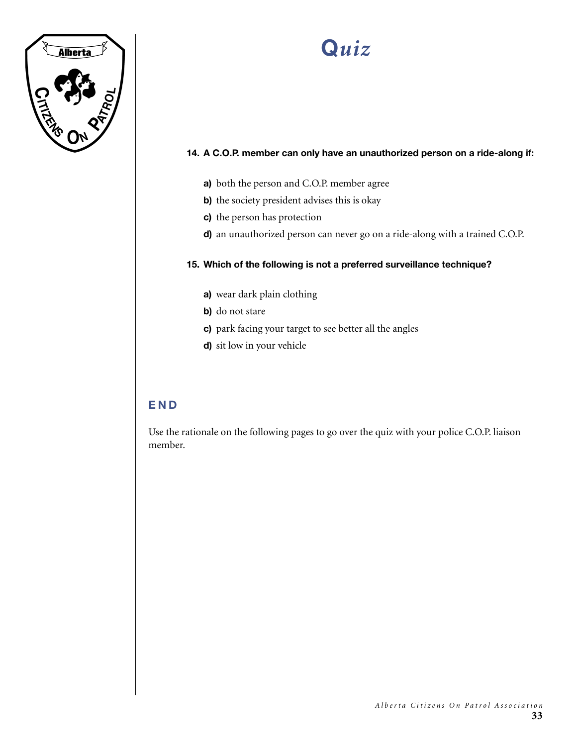# *Quiz*

**14. A C.O.P. member can only have an unauthorized person on a ride-along if:**

**a)** both the person and C.O.P. member agree

**b)** the society president advises this is okay

**c)** the person has protection

**d)** an unauthorized person can never go on a ride-along with a trained C.O.P.

**15. Which of the following is not a preferred surveillance technique?**

**a)** wear dark plain clothing

**b)** do not stare

**c)** park facing your target to see better all the angles

**d)** sit low in your vehicle

## END

Use the rationale on the following pages to go over the quiz with your police C.O.P. liaison member.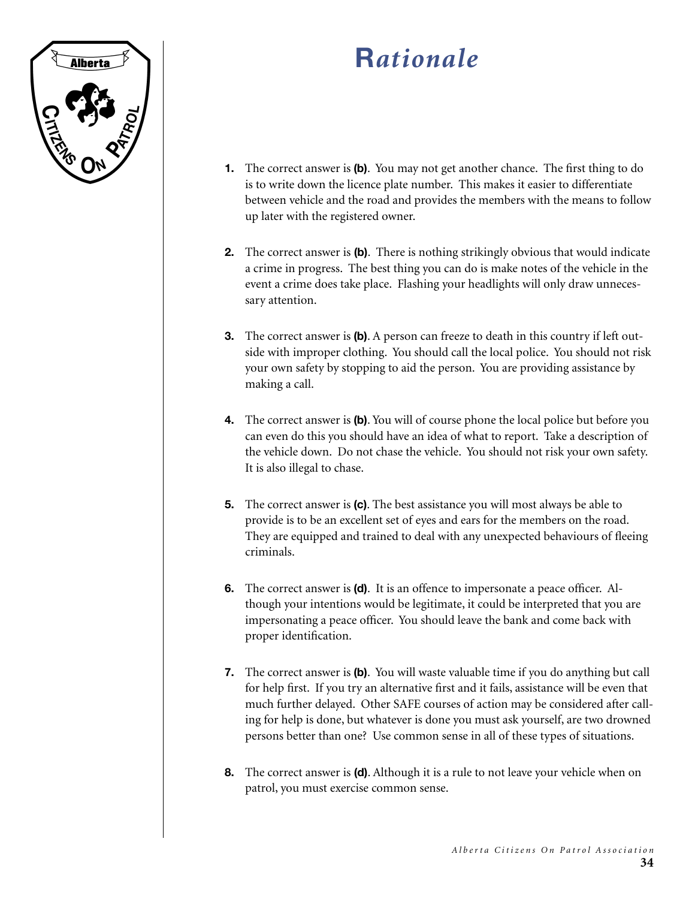# Rationale

1. The correct answer is **(b)**. You may not get another chance. The first thing to do is to write down the licence plate number. This makes it easier to differentiate between vehicle and the road and provides the members with the means to follow up later with the registered owner.

2. The correct answer is **(b)**. There is nothing strikingly obvious that would indicate a crime in progress. The best thing you can do is make notes of the vehicle in the event a crime does take place. Flashing your headlights will only draw unnecessary attention.

3. The correct answer is **(b)**. A person can freeze to death in this country if left outside with improper clothing. You should call the local police. You should not risk your own safety by stopping to aid the person. You are providing assistance by making a call.

4. The correct answer is **(b)**. You will of course phone the local police but before you can even do this you should have an idea of what to report. Take a description of the vehicle down. Do not chase the vehicle. You should not risk your own safety. It is also illegal to chase.

5. The correct answer is **(c)**. The best assistance you will most always be able to provide is to be an excellent set of eyes and ears for the members on the road. They are equipped and trained to deal with any unexpected behaviours of fleeing criminals.

6. The correct answer is **(d)**. It is an offence to impersonate a peace officer. Although your intentions would be legitimate, it could be interpreted that you are impersonating a peace officer. You should leave the bank and come back with proper identification.

7. The correct answer is **(b)**. You will waste valuable time if you do anything but call for help first. If you try an alternative first and it fails, assistance will be even that much further delayed. Other SAFE courses of action may be considered after calling for help is done, but whatever is done you must ask yourself, are two drowned persons better than one? Use common sense in all of these types of situations.

8. The correct answer is **(d)**. Although it is a rule to not leave your vehicle when on patrol, you must exercise common sense.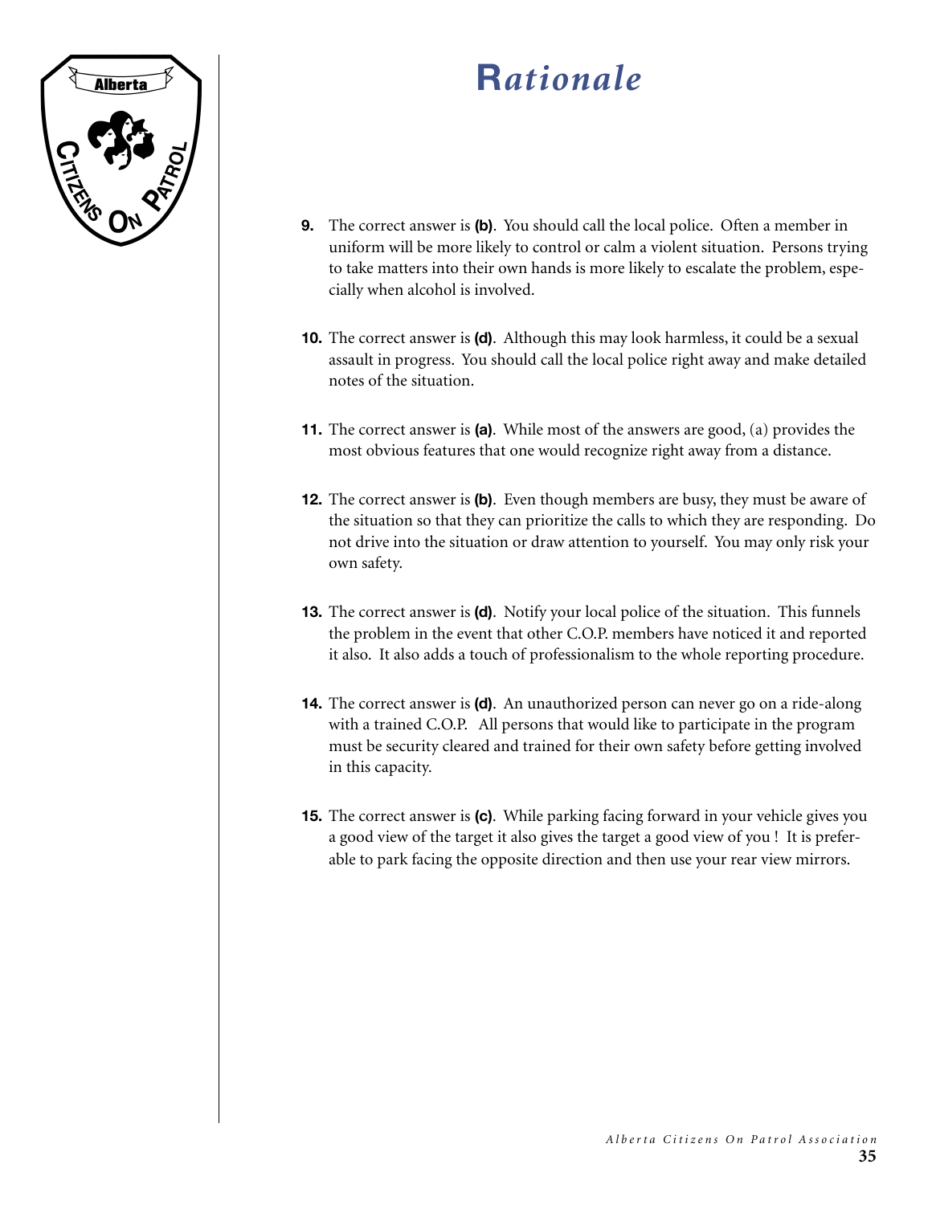# Rationale

**9.** The correct answer is **(b)**. You should call the local police. Often a member in uniform will be more likely to control or calm a violent situation. Persons trying to take matters into their own hands is more likely to escalate the problem, especially when alcohol is involved.

**10.** The correct answer is **(d)**. Although this may look harmless, it could be a sexual assault in progress. You should call the local police right away and make detailed notes of the situation.

**11.** The correct answer is **(a)**. While most of the answers are good, (a) provides the most obvious features that one would recognize right away from a distance.

**12.** The correct answer is **(b)**. Even though members are busy, they must be aware of the situation so that they can prioritize the calls to which they are responding. Do not drive into the situation or draw attention to yourself. You may only risk your own safety.

**13.** The correct answer is **(d)**. Notify your local police of the situation. This funnels the problem in the event that other C.O.P. members have noticed it and reported it also. It also adds a touch of professionalism to the whole reporting procedure.

**14.** The correct answer is **(d)**. An unauthorized person can never go on a ride-along with a trained C.O.P. All persons that would like to participate in the program must be security cleared and trained for their own safety before getting involved in this capacity.

**15.** The correct answer is **(c)**. While parking facing forward in your vehicle gives you a good view of the target it also gives the target a good view of you ! It is preferable to park facing the opposite direction and then use your rear view mirrors.